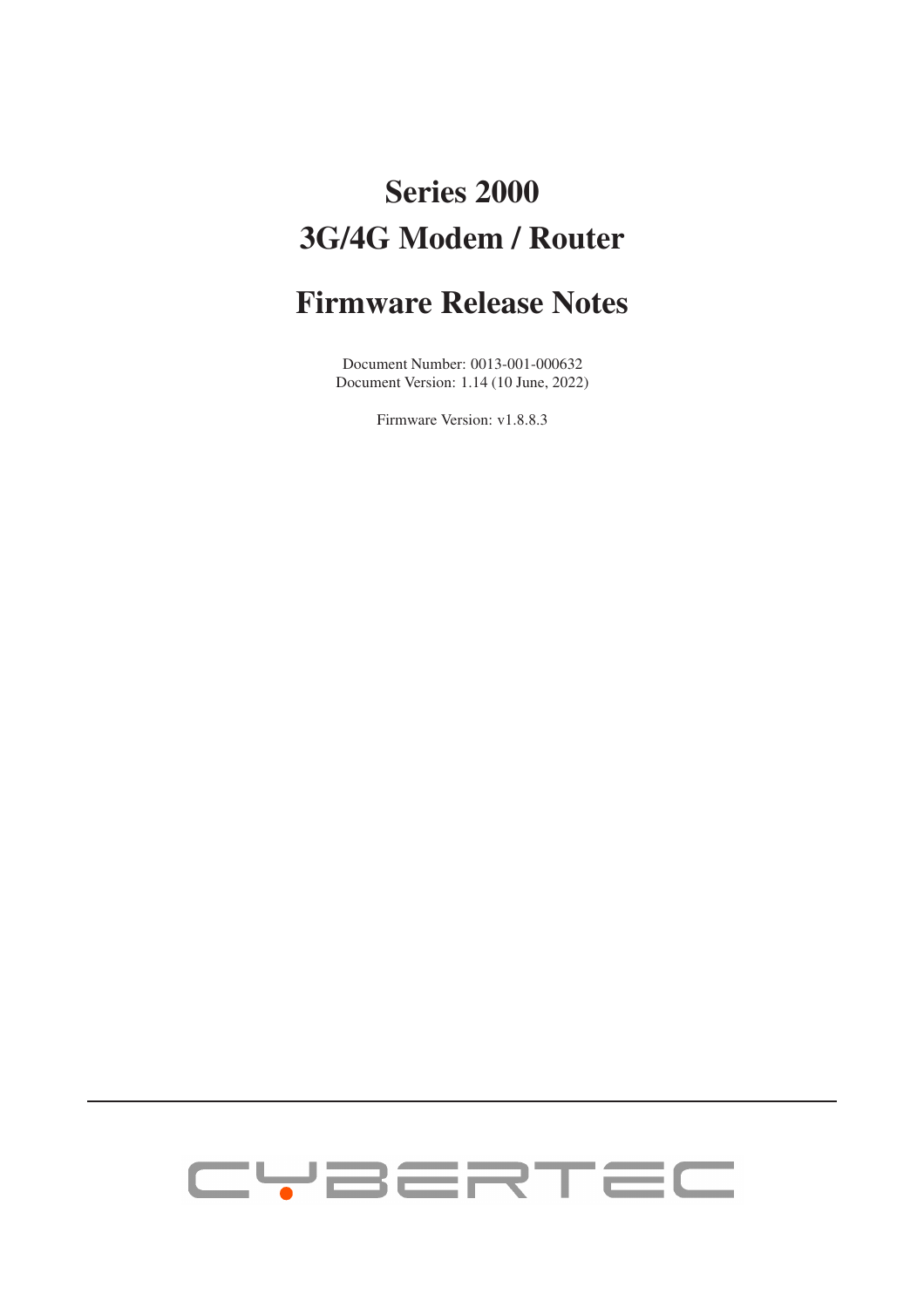# Series 2000
# 3G/4G Modem / Router

# Firmware Release Notes

Document Number: 0013-001-000632
Document Version: 1.14 (10 June, 2022)

Firmware Version: v1.8.8.3

CYBERTEC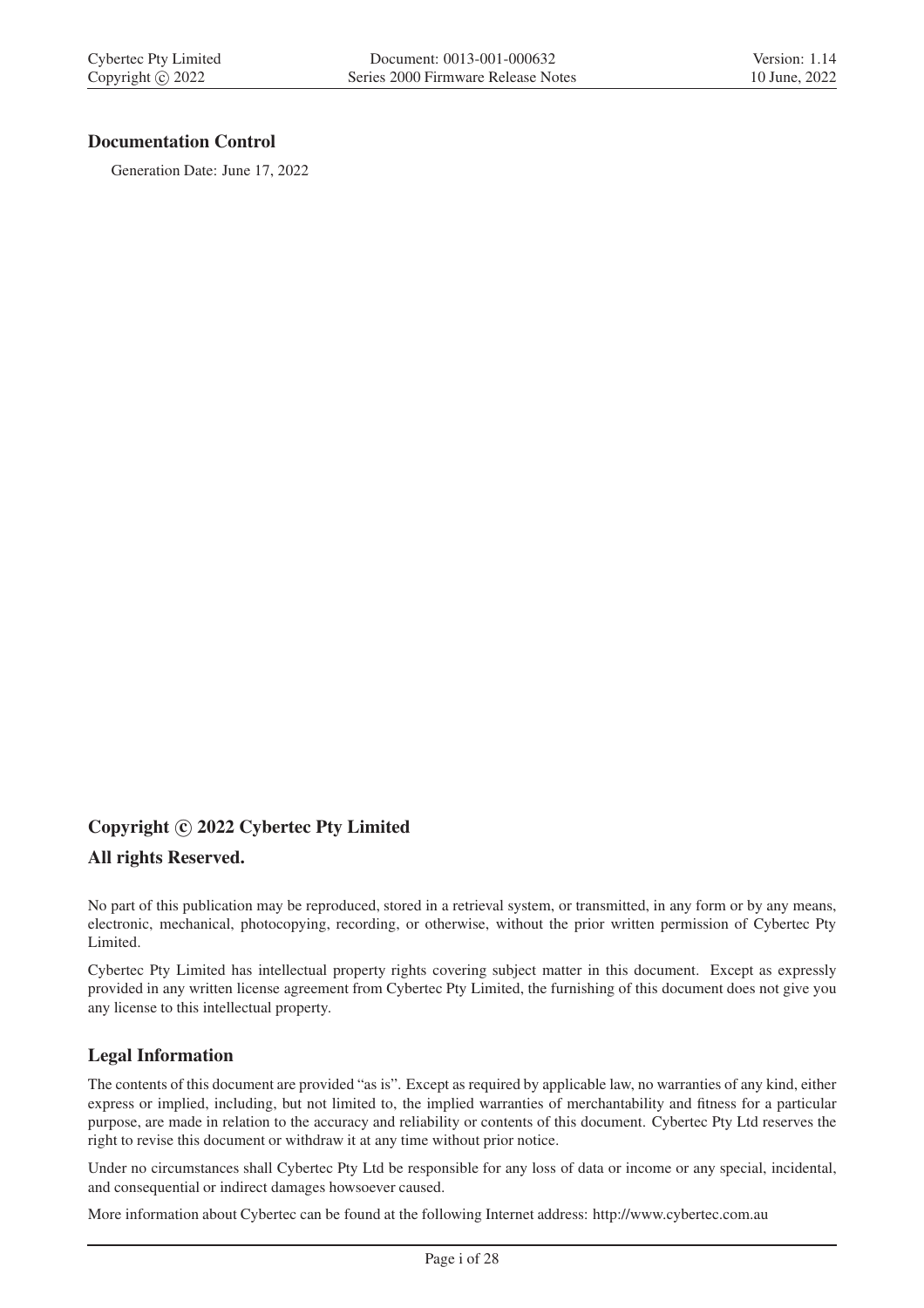## Documentation Control

Generation Date: June 17, 2022

## Copyright © 2022 Cybertec Pty Limited

## All rights Reserved.

No part of this publication may be reproduced, stored in a retrieval system, or transmitted, in any form or by any means, electronic, mechanical, photocopying, recording, or otherwise, without the prior written permission of Cybertec Pty Limited.

Cybertec Pty Limited has intellectual property rights covering subject matter in this document. Except as expressly provided in any written license agreement from Cybertec Pty Limited, the furnishing of this document does not give you any license to this intellectual property.

## Legal Information

The contents of this document are provided "as is". Except as required by applicable law, no warranties of any kind, either express or implied, including, but not limited to, the implied warranties of merchantability and fitness for a particular purpose, are made in relation to the accuracy and reliability or contents of this document. Cybertec Pty Ltd reserves the right to revise this document or withdraw it at any time without prior notice.

Under no circumstances shall Cybertec Pty Ltd be responsible for any loss of data or income or any special, incidental, and consequential or indirect damages howsoever caused.

More information about Cybertec can be found at the following Internet address: http://www.cybertec.com.au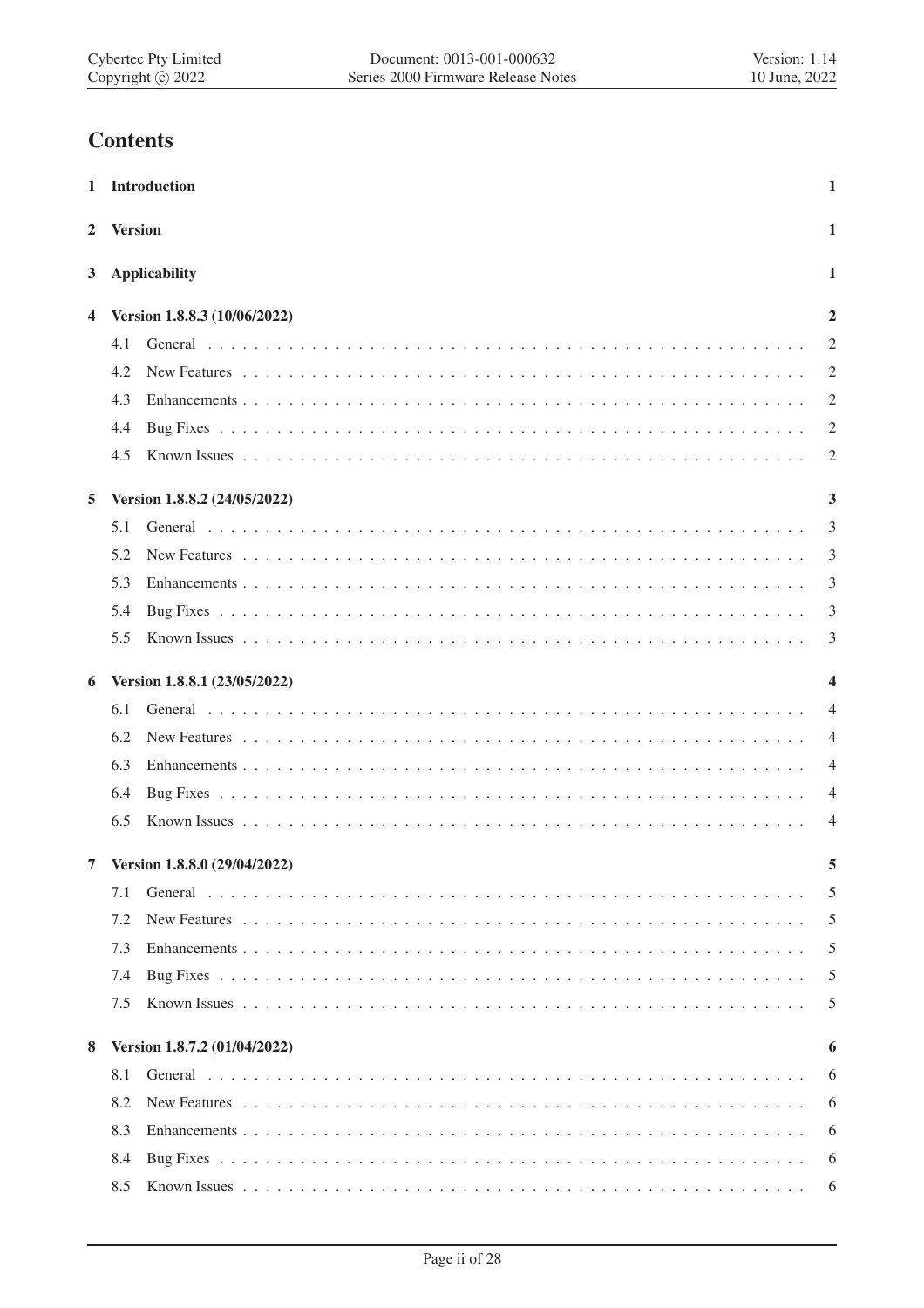# Contents

| | | |
|---|---|---|
| **1** | **Introduction** | **1** |
| **2** | **Version** | **1** |
| **3** | **Applicability** | **1** |
| **4** | **Version 1.8.8.3 (10/06/2022)** | **2** |
| | 4.1 General | 2 |
| | 4.2 New Features | 2 |
| | 4.3 Enhancements | 2 |
| | 4.4 Bug Fixes | 2 |
| | 4.5 Known Issues | 2 |
| **5** | **Version 1.8.8.2 (24/05/2022)** | **3** |
| | 5.1 General | 3 |
| | 5.2 New Features | 3 |
| | 5.3 Enhancements | 3 |
| | 5.4 Bug Fixes | 3 |
| | 5.5 Known Issues | 3 |
| **6** | **Version 1.8.8.1 (23/05/2022)** | **4** |
| | 6.1 General | 4 |
| | 6.2 New Features | 4 |
| | 6.3 Enhancements | 4 |
| | 6.4 Bug Fixes | 4 |
| | 6.5 Known Issues | 4 |
| **7** | **Version 1.8.8.0 (29/04/2022)** | **5** |
| | 7.1 General | 5 |
| | 7.2 New Features | 5 |
| | 7.3 Enhancements | 5 |
| | 7.4 Bug Fixes | 5 |
| | 7.5 Known Issues | 5 |
| **8** | **Version 1.8.7.2 (01/04/2022)** | **6** |
| | 8.1 General | 6 |
| | 8.2 New Features | 6 |
| | 8.3 Enhancements | 6 |
| | 8.4 Bug Fixes | 6 |
| | 8.5 Known Issues | 6 |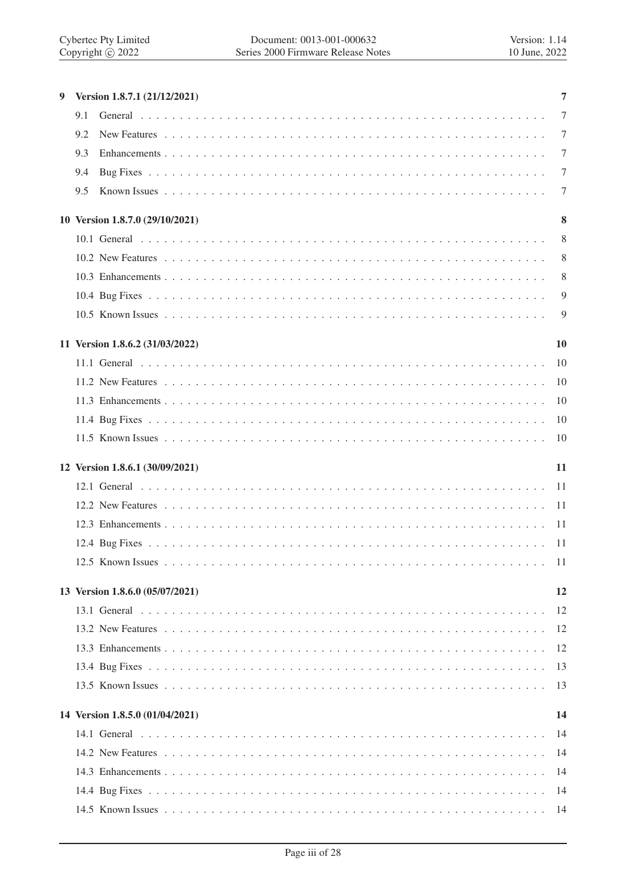**9 Version 1.8.7.1 (21/12/2021) 7**

- 9.1 General 7
- 9.2 New Features 7
- 9.3 Enhancements 7
- 9.4 Bug Fixes 7
- 9.5 Known Issues 7

**10 Version 1.8.7.0 (29/10/2021) 8**

- 10.1 General 8
- 10.2 New Features 8
- 10.3 Enhancements 8
- 10.4 Bug Fixes 9
- 10.5 Known Issues 9

**11 Version 1.8.6.2 (31/03/2022) 10**

- 11.1 General 10
- 11.2 New Features 10
- 11.3 Enhancements 10
- 11.4 Bug Fixes 10
- 11.5 Known Issues 10

**12 Version 1.8.6.1 (30/09/2021) 11**

- 12.1 General 11
- 12.2 New Features 11
- 12.3 Enhancements 11
- 12.4 Bug Fixes 11
- 12.5 Known Issues 11

**13 Version 1.8.6.0 (05/07/2021) 12**

- 13.1 General 12
- 13.2 New Features 12
- 13.3 Enhancements 12
- 13.4 Bug Fixes 13
- 13.5 Known Issues 13

**14 Version 1.8.5.0 (01/04/2021) 14**

- 14.1 General 14
- 14.2 New Features 14
- 14.3 Enhancements 14
- 14.4 Bug Fixes 14
- 14.5 Known Issues 14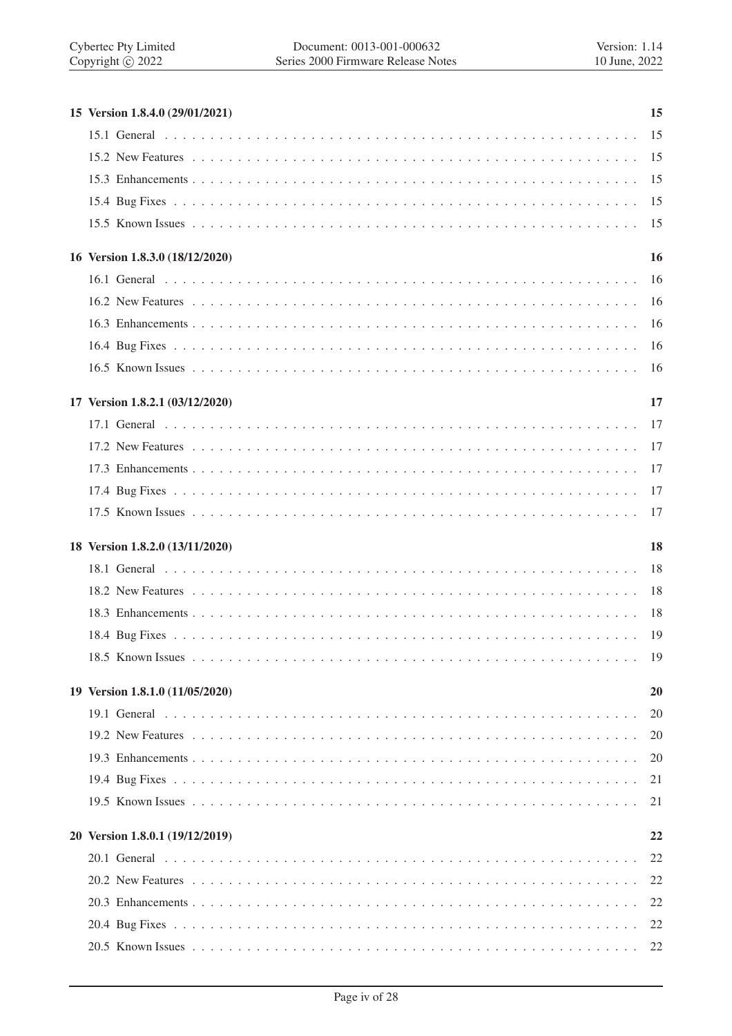**15 Version 1.8.4.0 (29/01/2021)** **15**

- 15.1 General . . . . . . . . . . 15
- 15.2 New Features . . . . . . . . . . 15
- 15.3 Enhancements . . . . . . . . . . 15
- 15.4 Bug Fixes . . . . . . . . . . 15
- 15.5 Known Issues . . . . . . . . . . 15

**16 Version 1.8.3.0 (18/12/2020)** **16**

- 16.1 General . . . . . . . . . . 16
- 16.2 New Features . . . . . . . . . . 16
- 16.3 Enhancements . . . . . . . . . . 16
- 16.4 Bug Fixes . . . . . . . . . . 16
- 16.5 Known Issues . . . . . . . . . . 16

**17 Version 1.8.2.1 (03/12/2020)** **17**

- 17.1 General . . . . . . . . . . 17
- 17.2 New Features . . . . . . . . . . 17
- 17.3 Enhancements . . . . . . . . . . 17
- 17.4 Bug Fixes . . . . . . . . . . 17
- 17.5 Known Issues . . . . . . . . . . 17

**18 Version 1.8.2.0 (13/11/2020)** **18**

- 18.1 General . . . . . . . . . . 18
- 18.2 New Features . . . . . . . . . . 18
- 18.3 Enhancements . . . . . . . . . . 18
- 18.4 Bug Fixes . . . . . . . . . . 19
- 18.5 Known Issues . . . . . . . . . . 19

**19 Version 1.8.1.0 (11/05/2020)** **20**

- 19.1 General . . . . . . . . . . 20
- 19.2 New Features . . . . . . . . . . 20
- 19.3 Enhancements . . . . . . . . . . 20
- 19.4 Bug Fixes . . . . . . . . . . 21
- 19.5 Known Issues . . . . . . . . . . 21

**20 Version 1.8.0.1 (19/12/2019)** **22**

- 20.1 General . . . . . . . . . . 22
- 20.2 New Features . . . . . . . . . . 22
- 20.3 Enhancements . . . . . . . . . . 22
- 20.4 Bug Fixes . . . . . . . . . . 22
- 20.5 Known Issues . . . . . . . . . . 22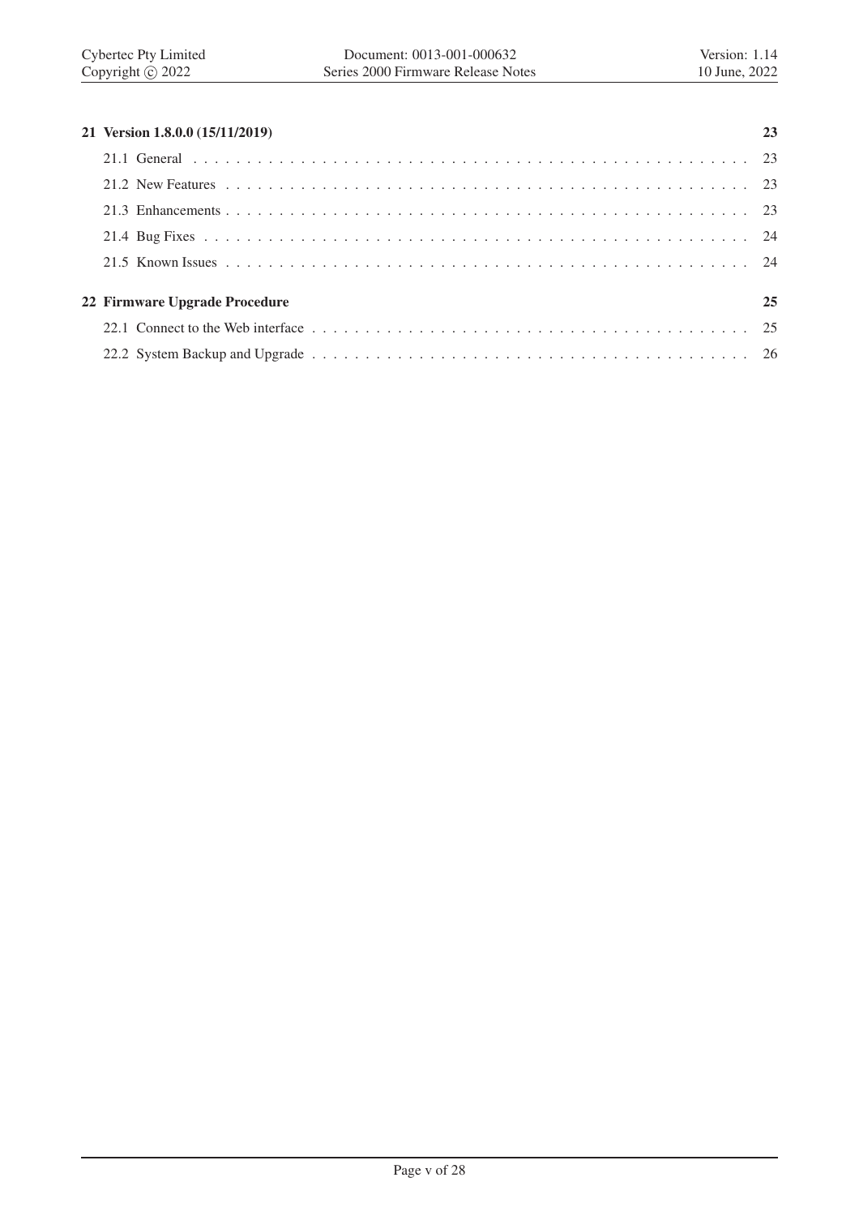**21 Version 1.8.0.0 (15/11/2019)** 23

- 21.1 General . . . . . . . . . . 23
- 21.2 New Features . . . . . . . . . . 23
- 21.3 Enhancements . . . . . . . . . . 23
- 21.4 Bug Fixes . . . . . . . . . . 24
- 21.5 Known Issues . . . . . . . . . . 24

**22 Firmware Upgrade Procedure** 25

- 22.1 Connect to the Web interface . . . . . . . . . . 25
- 22.2 System Backup and Upgrade . . . . . . . . . . 26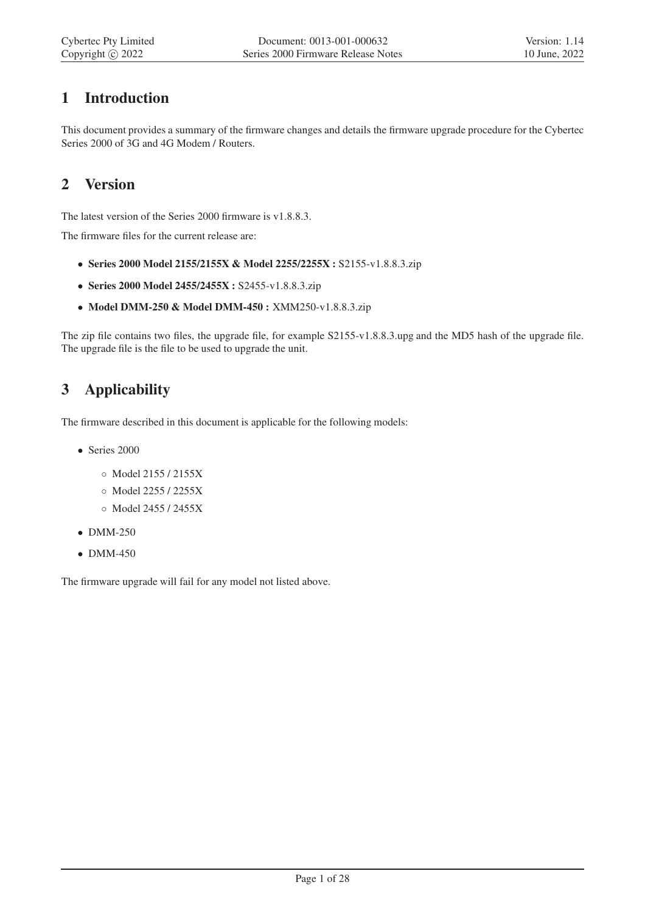# 1 Introduction

This document provides a summary of the firmware changes and details the firmware upgrade procedure for the Cybertec Series 2000 of 3G and 4G Modem / Routers.

# 2 Version

The latest version of the Series 2000 firmware is v1.8.8.3.

The firmware files for the current release are:

- **Series 2000 Model 2155/2155X & Model 2255/2255X :** S2155-v1.8.8.3.zip
- **Series 2000 Model 2455/2455X :** S2455-v1.8.8.3.zip
- **Model DMM-250 & Model DMM-450 :** XMM250-v1.8.8.3.zip

The zip file contains two files, the upgrade file, for example S2155-v1.8.8.3.upg and the MD5 hash of the upgrade file. The upgrade file is the file to be used to upgrade the unit.

# 3 Applicability

The firmware described in this document is applicable for the following models:

- Series 2000
  - Model 2155 / 2155X
  - Model 2255 / 2255X
  - Model 2455 / 2455X
- DMM-250
- DMM-450

The firmware upgrade will fail for any model not listed above.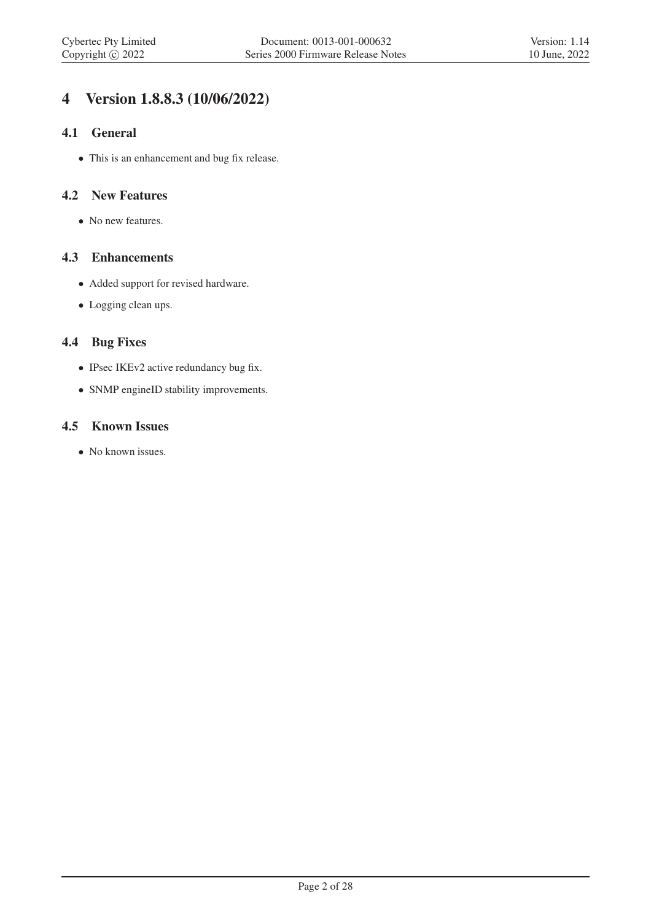# 4 Version 1.8.8.3 (10/06/2022)

## 4.1 General

- This is an enhancement and bug fix release.

## 4.2 New Features

- No new features.

## 4.3 Enhancements

- Added support for revised hardware.
- Logging clean ups.

## 4.4 Bug Fixes

- IPsec IKEv2 active redundancy bug fix.
- SNMP engineID stability improvements.

## 4.5 Known Issues

- No known issues.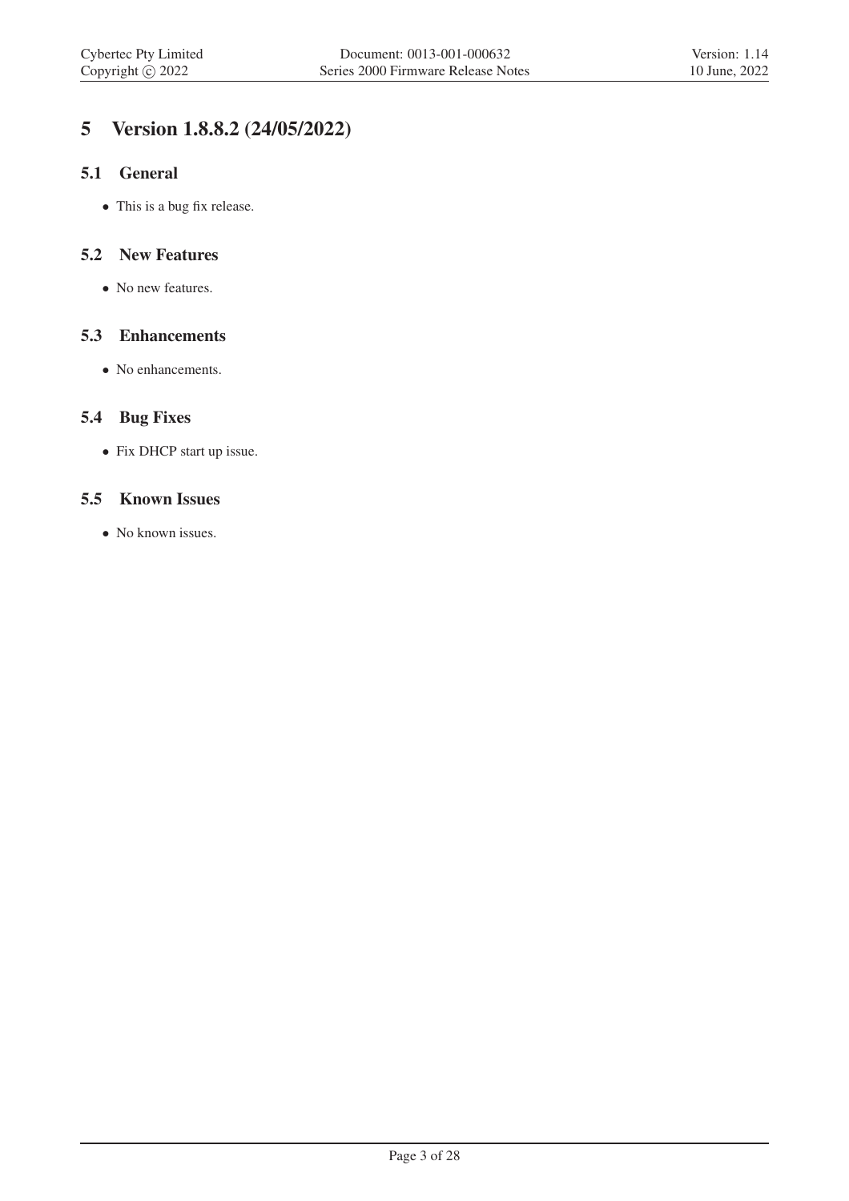# 5 Version 1.8.8.2 (24/05/2022)

## 5.1 General

- This is a bug fix release.

## 5.2 New Features

- No new features.

## 5.3 Enhancements

- No enhancements.

## 5.4 Bug Fixes

- Fix DHCP start up issue.

## 5.5 Known Issues

- No known issues.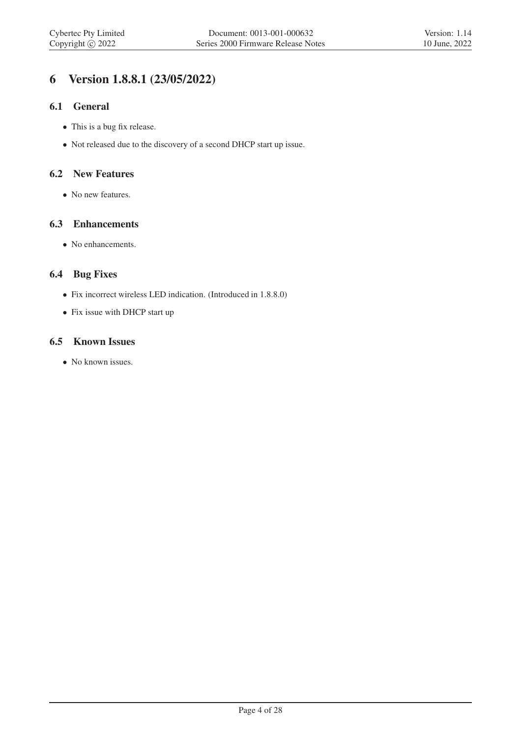# 6 Version 1.8.8.1 (23/05/2022)

## 6.1 General

- This is a bug fix release.
- Not released due to the discovery of a second DHCP start up issue.

## 6.2 New Features

- No new features.

## 6.3 Enhancements

- No enhancements.

## 6.4 Bug Fixes

- Fix incorrect wireless LED indication. (Introduced in 1.8.8.0)
- Fix issue with DHCP start up

## 6.5 Known Issues

- No known issues.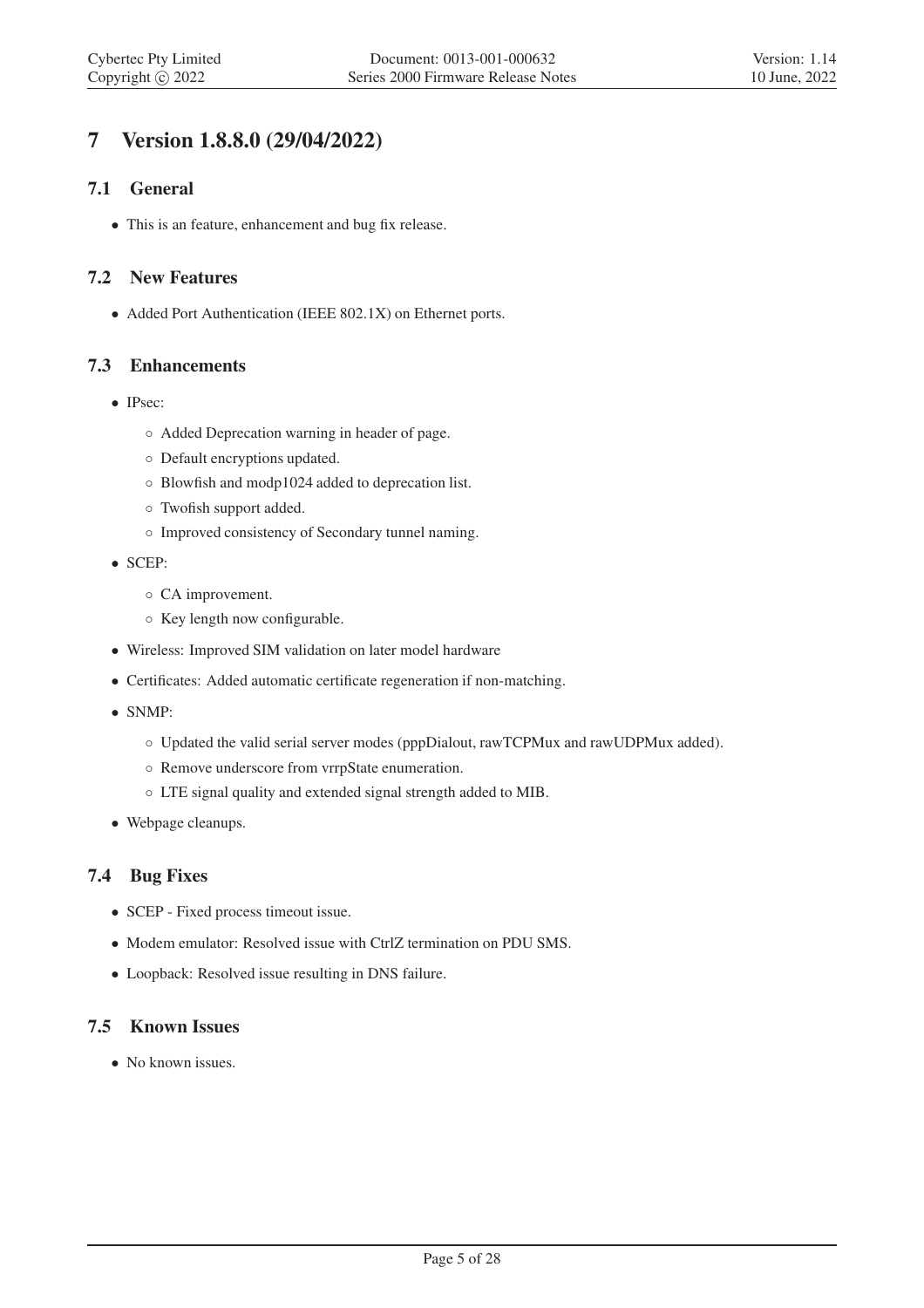# 7 Version 1.8.8.0 (29/04/2022)

## 7.1 General

- This is an feature, enhancement and bug fix release.

## 7.2 New Features

- Added Port Authentication (IEEE 802.1X) on Ethernet ports.

## 7.3 Enhancements

- IPsec:
  - Added Deprecation warning in header of page.
  - Default encryptions updated.
  - Blowfish and modp1024 added to deprecation list.
  - Twofish support added.
  - Improved consistency of Secondary tunnel naming.
- SCEP:
  - CA improvement.
  - Key length now configurable.
- Wireless: Improved SIM validation on later model hardware
- Certificates: Added automatic certificate regeneration if non-matching.
- SNMP:
  - Updated the valid serial server modes (pppDialout, rawTCPMux and rawUDPMux added).
  - Remove underscore from vrrpState enumeration.
  - LTE signal quality and extended signal strength added to MIB.
- Webpage cleanups.

## 7.4 Bug Fixes

- SCEP - Fixed process timeout issue.
- Modem emulator: Resolved issue with CtrlZ termination on PDU SMS.
- Loopback: Resolved issue resulting in DNS failure.

## 7.5 Known Issues

- No known issues.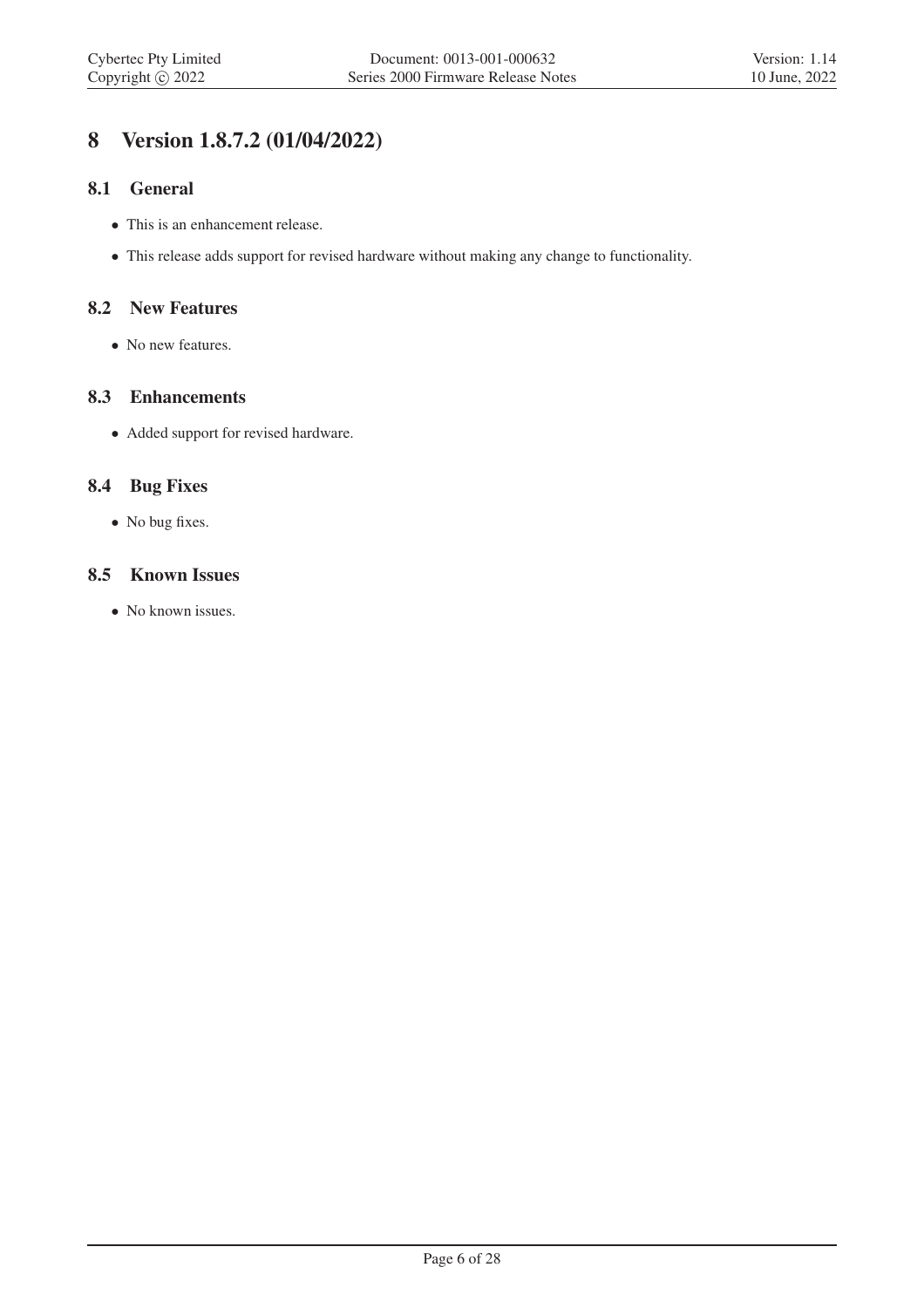# 8 Version 1.8.7.2 (01/04/2022)

## 8.1 General

- This is an enhancement release.
- This release adds support for revised hardware without making any change to functionality.

## 8.2 New Features

- No new features.

## 8.3 Enhancements

- Added support for revised hardware.

## 8.4 Bug Fixes

- No bug fixes.

## 8.5 Known Issues

- No known issues.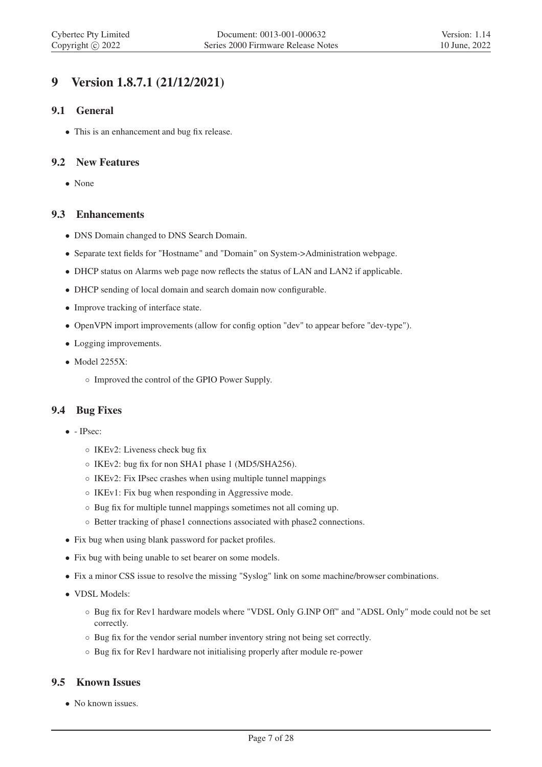# 9 Version 1.8.7.1 (21/12/2021)

## 9.1 General

- This is an enhancement and bug fix release.

## 9.2 New Features

- None

## 9.3 Enhancements

- DNS Domain changed to DNS Search Domain.
- Separate text fields for "Hostname" and "Domain" on System->Administration webpage.
- DHCP status on Alarms web page now reflects the status of LAN and LAN2 if applicable.
- DHCP sending of local domain and search domain now configurable.
- Improve tracking of interface state.
- OpenVPN import improvements (allow for config option "dev" to appear before "dev-type").
- Logging improvements.
- Model 2255X:
  - Improved the control of the GPIO Power Supply.

## 9.4 Bug Fixes

- - IPsec:
  - IKEv2: Liveness check bug fix
  - IKEv2: bug fix for non SHA1 phase 1 (MD5/SHA256).
  - IKEv2: Fix IPsec crashes when using multiple tunnel mappings
  - IKEv1: Fix bug when responding in Aggressive mode.
  - Bug fix for multiple tunnel mappings sometimes not all coming up.
  - Better tracking of phase1 connections associated with phase2 connections.
- Fix bug when using blank password for packet profiles.
- Fix bug with being unable to set bearer on some models.
- Fix a minor CSS issue to resolve the missing "Syslog" link on some machine/browser combinations.
- VDSL Models:
  - Bug fix for Rev1 hardware models where "VDSL Only G.INP Off" and "ADSL Only" mode could not be set correctly.
  - Bug fix for the vendor serial number inventory string not being set correctly.
  - Bug fix for Rev1 hardware not initialising properly after module re-power

## 9.5 Known Issues

- No known issues.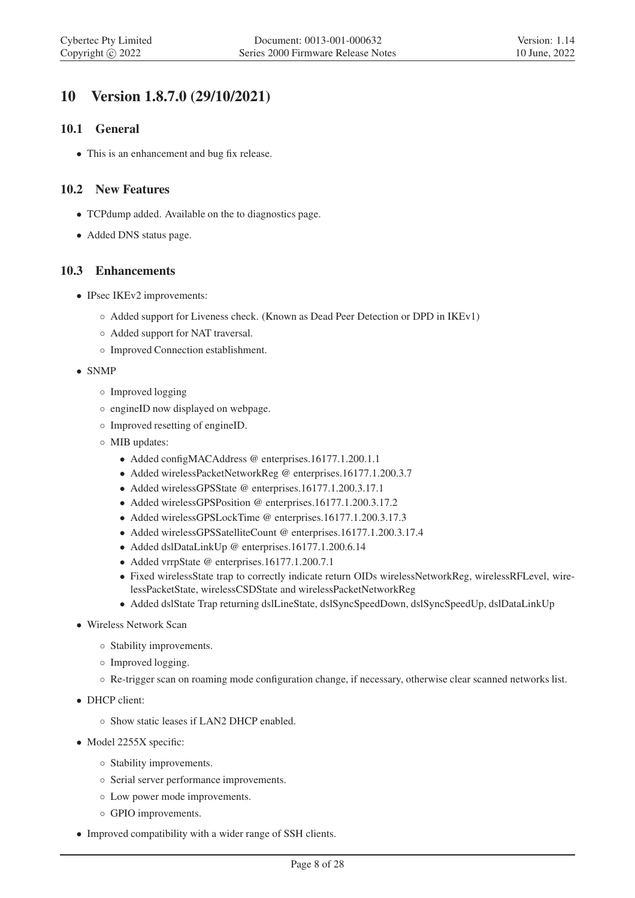# 10 Version 1.8.7.0 (29/10/2021)

## 10.1 General

- This is an enhancement and bug fix release.

## 10.2 New Features

- TCPdump added. Available on the to diagnostics page.
- Added DNS status page.

## 10.3 Enhancements

- IPsec IKEv2 improvements:
  - Added support for Liveness check. (Known as Dead Peer Detection or DPD in IKEv1)
  - Added support for NAT traversal.
  - Improved Connection establishment.
- SNMP
  - Improved logging
  - engineID now displayed on webpage.
  - Improved resetting of engineID.
  - MIB updates:
    - Added configMACAddress @ enterprises.16177.1.200.1.1
    - Added wirelessPacketNetworkReg @ enterprises.16177.1.200.3.7
    - Added wirelessGPSState @ enterprises.16177.1.200.3.17.1
    - Added wirelessGPSPosition @ enterprises.16177.1.200.3.17.2
    - Added wirelessGPSLockTime @ enterprises.16177.1.200.3.17.3
    - Added wirelessGPSSatelliteCount @ enterprises.16177.1.200.3.17.4
    - Added dslDataLinkUp @ enterprises.16177.1.200.6.14
    - Added vrrpState @ enterprises.16177.1.200.7.1
    - Fixed wirelessState trap to correctly indicate return OIDs wirelessNetworkReg, wirelessRFLevel, wirelessPacketState, wirelessCSDState and wirelessPacketNetworkReg
    - Added dslState Trap returning dslLineState, dslSyncSpeedDown, dslSyncSpeedUp, dslDataLinkUp
- Wireless Network Scan
  - Stability improvements.
  - Improved logging.
  - Re-trigger scan on roaming mode configuration change, if necessary, otherwise clear scanned networks list.
- DHCP client:
  - Show static leases if LAN2 DHCP enabled.
- Model 2255X specific:
  - Stability improvements.
  - Serial server performance improvements.
  - Low power mode improvements.
  - GPIO improvements.
- Improved compatibility with a wider range of SSH clients.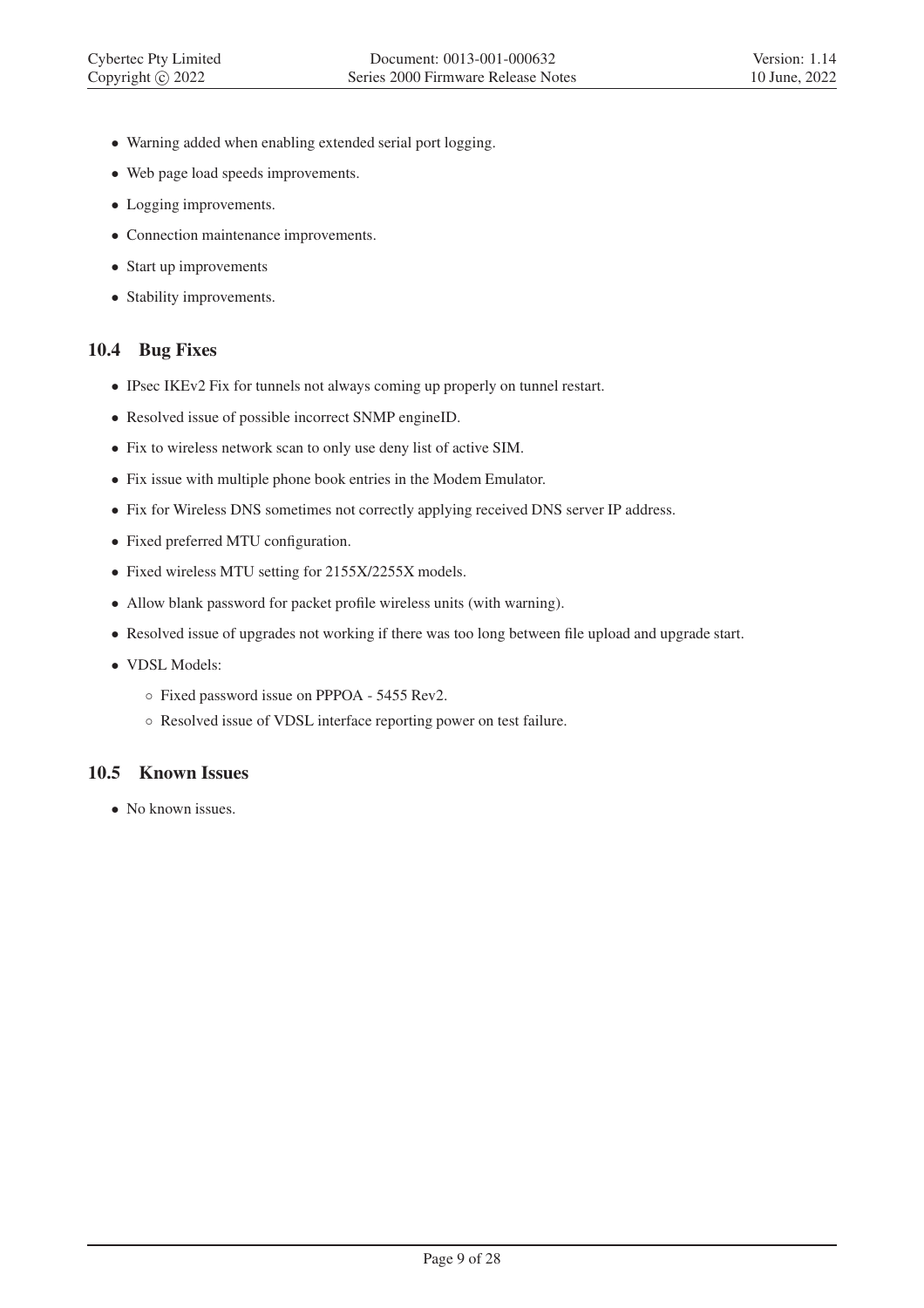- Warning added when enabling extended serial port logging.
- Web page load speeds improvements.
- Logging improvements.
- Connection maintenance improvements.
- Start up improvements
- Stability improvements.

## 10.4 Bug Fixes

- IPsec IKEv2 Fix for tunnels not always coming up properly on tunnel restart.
- Resolved issue of possible incorrect SNMP engineID.
- Fix to wireless network scan to only use deny list of active SIM.
- Fix issue with multiple phone book entries in the Modem Emulator.
- Fix for Wireless DNS sometimes not correctly applying received DNS server IP address.
- Fixed preferred MTU configuration.
- Fixed wireless MTU setting for 2155X/2255X models.
- Allow blank password for packet profile wireless units (with warning).
- Resolved issue of upgrades not working if there was too long between file upload and upgrade start.
- VDSL Models:
  - Fixed password issue on PPPOA - 5455 Rev2.
  - Resolved issue of VDSL interface reporting power on test failure.

## 10.5 Known Issues

- No known issues.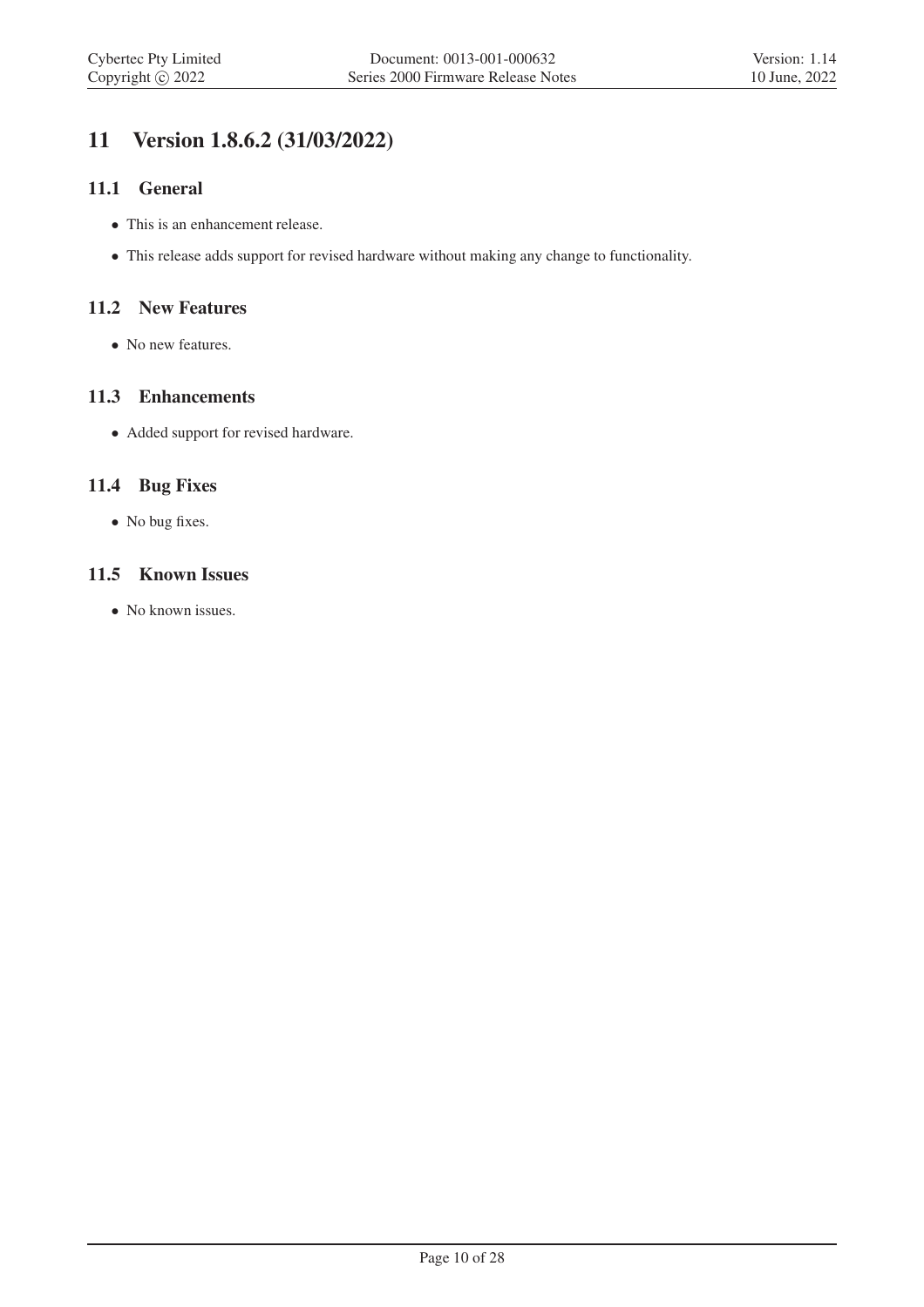# 11 Version 1.8.6.2 (31/03/2022)

## 11.1 General

- This is an enhancement release.
- This release adds support for revised hardware without making any change to functionality.

## 11.2 New Features

- No new features.

## 11.3 Enhancements

- Added support for revised hardware.

## 11.4 Bug Fixes

- No bug fixes.

## 11.5 Known Issues

- No known issues.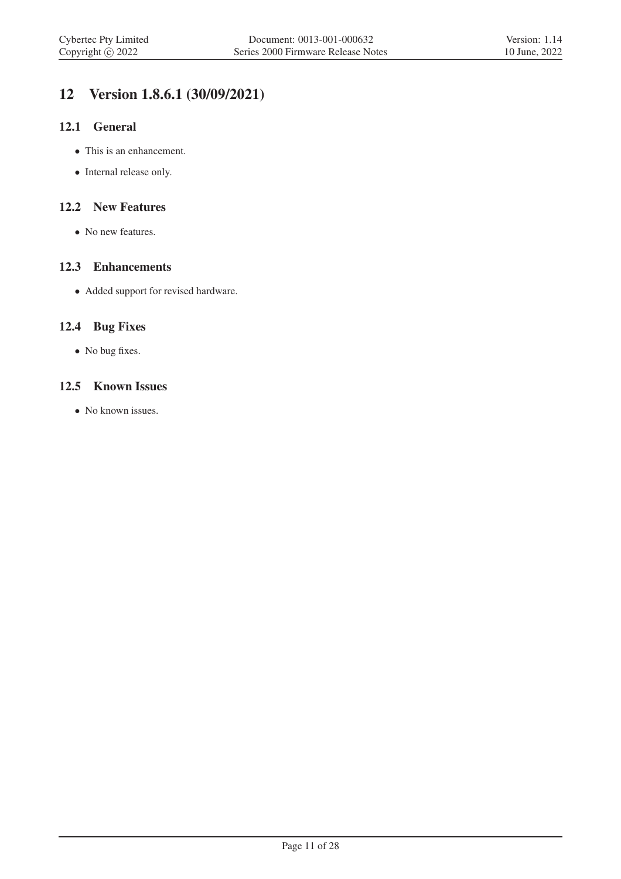# 12 Version 1.8.6.1 (30/09/2021)

## 12.1 General

- This is an enhancement.
- Internal release only.

## 12.2 New Features

- No new features.

## 12.3 Enhancements

- Added support for revised hardware.

## 12.4 Bug Fixes

- No bug fixes.

## 12.5 Known Issues

- No known issues.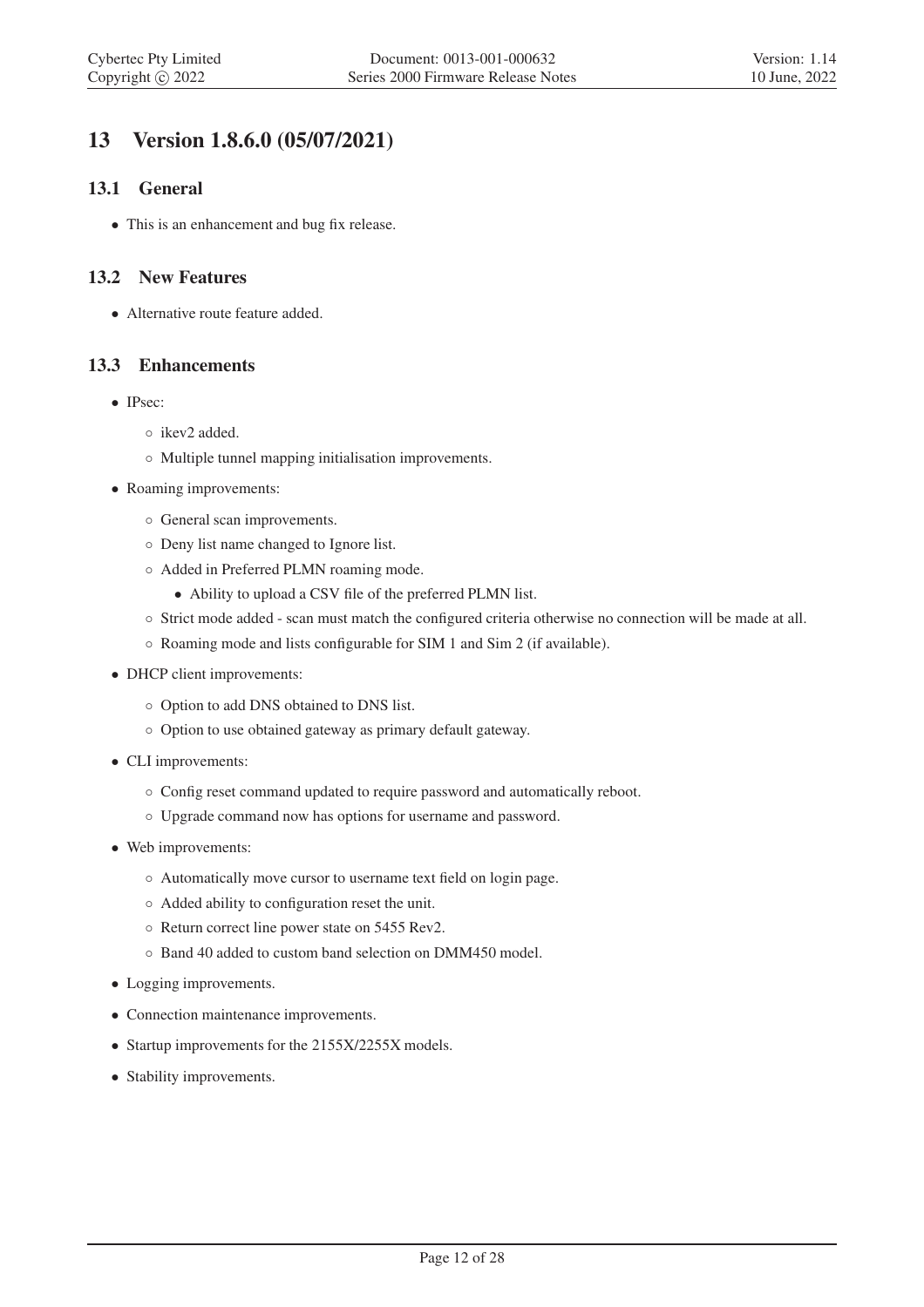# 13 Version 1.8.6.0 (05/07/2021)

## 13.1 General

- This is an enhancement and bug fix release.

## 13.2 New Features

- Alternative route feature added.

## 13.3 Enhancements

- IPsec:
  - ikev2 added.
  - Multiple tunnel mapping initialisation improvements.
- Roaming improvements:
  - General scan improvements.
  - Deny list name changed to Ignore list.
  - Added in Preferred PLMN roaming mode.
    - Ability to upload a CSV file of the preferred PLMN list.
  - Strict mode added - scan must match the configured criteria otherwise no connection will be made at all.
  - Roaming mode and lists configurable for SIM 1 and Sim 2 (if available).
- DHCP client improvements:
  - Option to add DNS obtained to DNS list.
  - Option to use obtained gateway as primary default gateway.
- CLI improvements:
  - Config reset command updated to require password and automatically reboot.
  - Upgrade command now has options for username and password.
- Web improvements:
  - Automatically move cursor to username text field on login page.
  - Added ability to configuration reset the unit.
  - Return correct line power state on 5455 Rev2.
  - Band 40 added to custom band selection on DMM450 model.
- Logging improvements.
- Connection maintenance improvements.
- Startup improvements for the 2155X/2255X models.
- Stability improvements.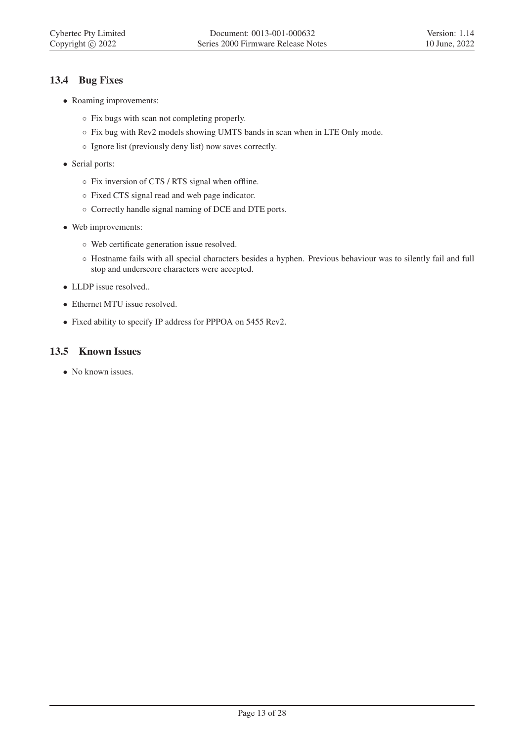## 13.4 Bug Fixes

- Roaming improvements:
  - Fix bugs with scan not completing properly.
  - Fix bug with Rev2 models showing UMTS bands in scan when in LTE Only mode.
  - Ignore list (previously deny list) now saves correctly.
- Serial ports:
  - Fix inversion of CTS / RTS signal when offline.
  - Fixed CTS signal read and web page indicator.
  - Correctly handle signal naming of DCE and DTE ports.
- Web improvements:
  - Web certificate generation issue resolved.
  - Hostname fails with all special characters besides a hyphen. Previous behaviour was to silently fail and full stop and underscore characters were accepted.
- LLDP issue resolved..
- Ethernet MTU issue resolved.
- Fixed ability to specify IP address for PPPOA on 5455 Rev2.

## 13.5 Known Issues

- No known issues.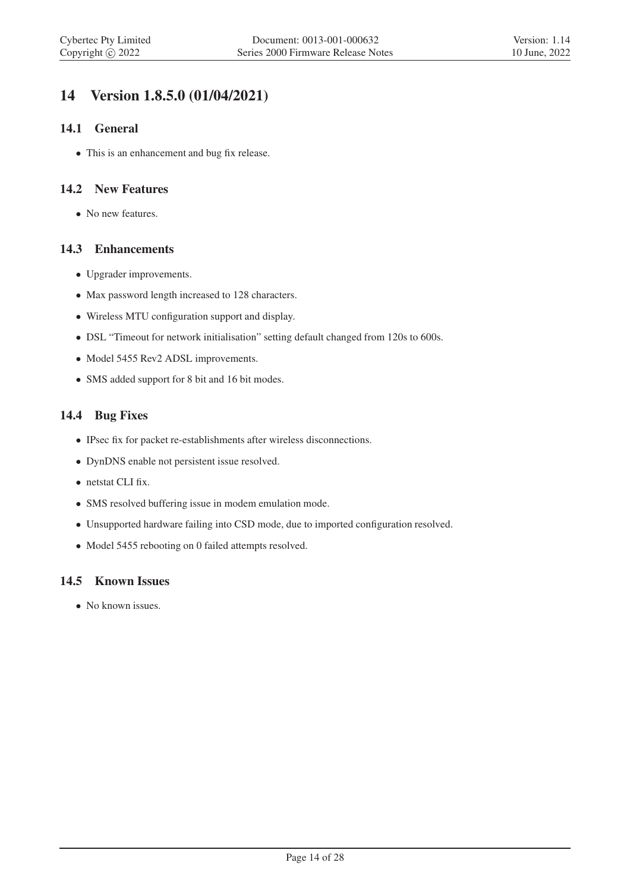# 14 Version 1.8.5.0 (01/04/2021)

## 14.1 General

- This is an enhancement and bug fix release.

## 14.2 New Features

- No new features.

## 14.3 Enhancements

- Upgrader improvements.
- Max password length increased to 128 characters.
- Wireless MTU configuration support and display.
- DSL "Timeout for network initialisation" setting default changed from 120s to 600s.
- Model 5455 Rev2 ADSL improvements.
- SMS added support for 8 bit and 16 bit modes.

## 14.4 Bug Fixes

- IPsec fix for packet re-establishments after wireless disconnections.
- DynDNS enable not persistent issue resolved.
- netstat CLI fix.
- SMS resolved buffering issue in modem emulation mode.
- Unsupported hardware failing into CSD mode, due to imported configuration resolved.
- Model 5455 rebooting on 0 failed attempts resolved.

## 14.5 Known Issues

- No known issues.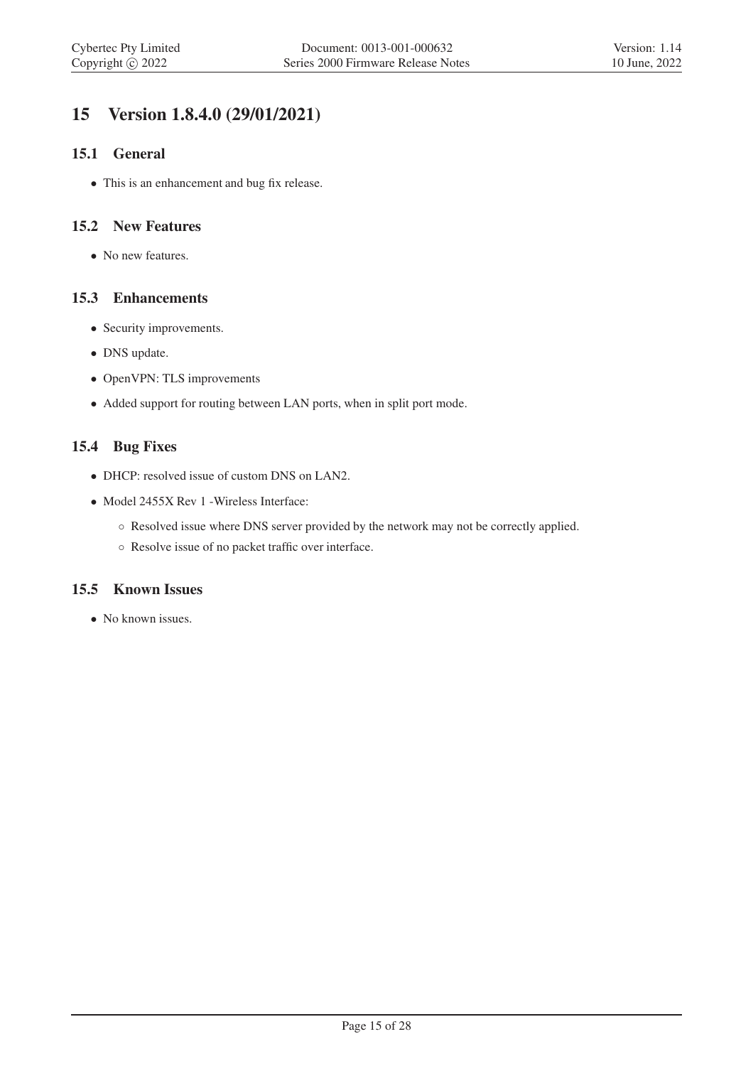# 15 Version 1.8.4.0 (29/01/2021)

## 15.1 General

- This is an enhancement and bug fix release.

## 15.2 New Features

- No new features.

## 15.3 Enhancements

- Security improvements.
- DNS update.
- OpenVPN: TLS improvements
- Added support for routing between LAN ports, when in split port mode.

## 15.4 Bug Fixes

- DHCP: resolved issue of custom DNS on LAN2.
- Model 2455X Rev 1 -Wireless Interface:
  - Resolved issue where DNS server provided by the network may not be correctly applied.
  - Resolve issue of no packet traffic over interface.

## 15.5 Known Issues

- No known issues.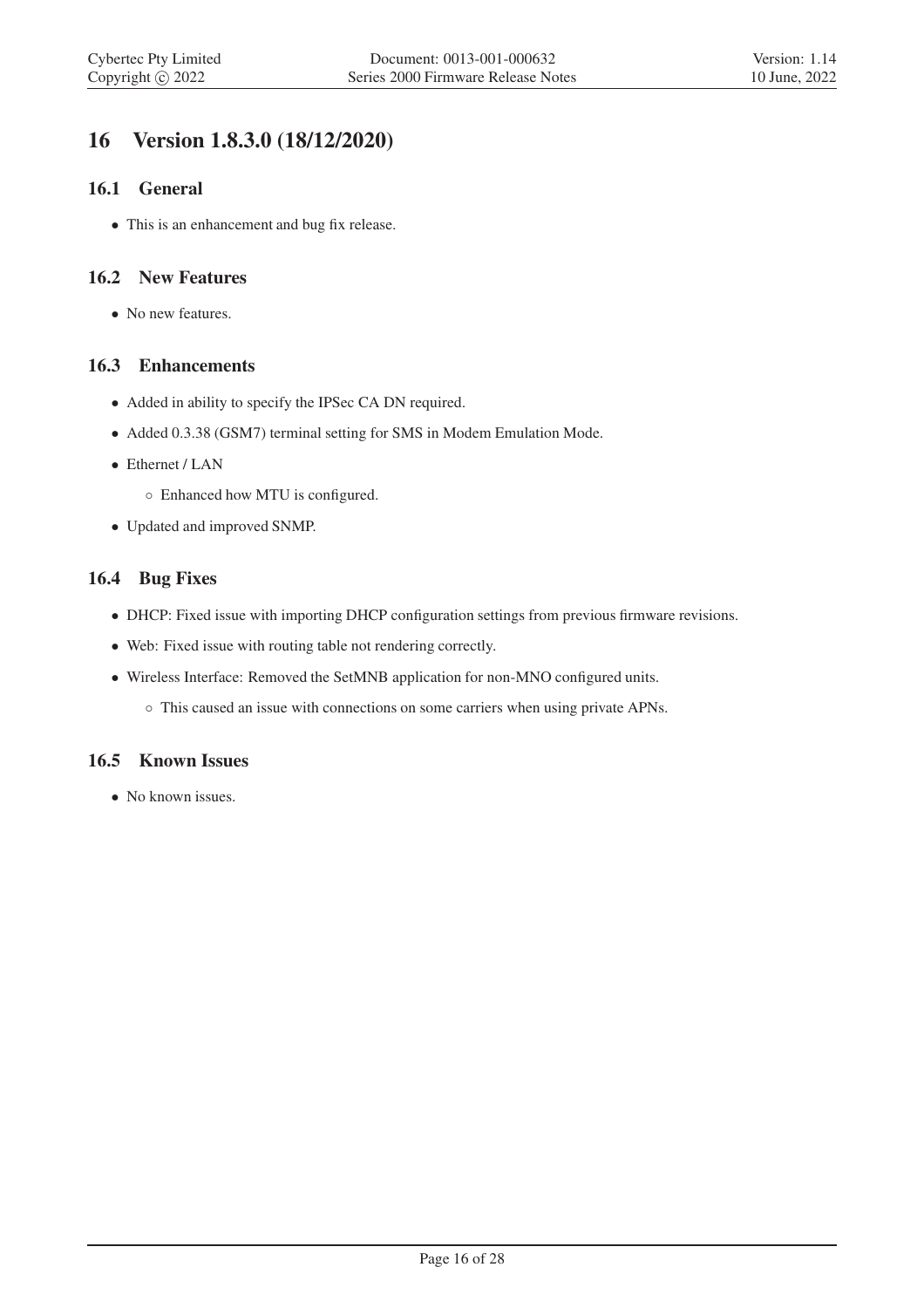# 16 Version 1.8.3.0 (18/12/2020)

## 16.1 General

- This is an enhancement and bug fix release.

## 16.2 New Features

- No new features.

## 16.3 Enhancements

- Added in ability to specify the IPSec CA DN required.
- Added 0.3.38 (GSM7) terminal setting for SMS in Modem Emulation Mode.
- Ethernet / LAN
  - Enhanced how MTU is configured.
- Updated and improved SNMP.

## 16.4 Bug Fixes

- DHCP: Fixed issue with importing DHCP configuration settings from previous firmware revisions.
- Web: Fixed issue with routing table not rendering correctly.
- Wireless Interface: Removed the SetMNB application for non-MNO configured units.
  - This caused an issue with connections on some carriers when using private APNs.

## 16.5 Known Issues

- No known issues.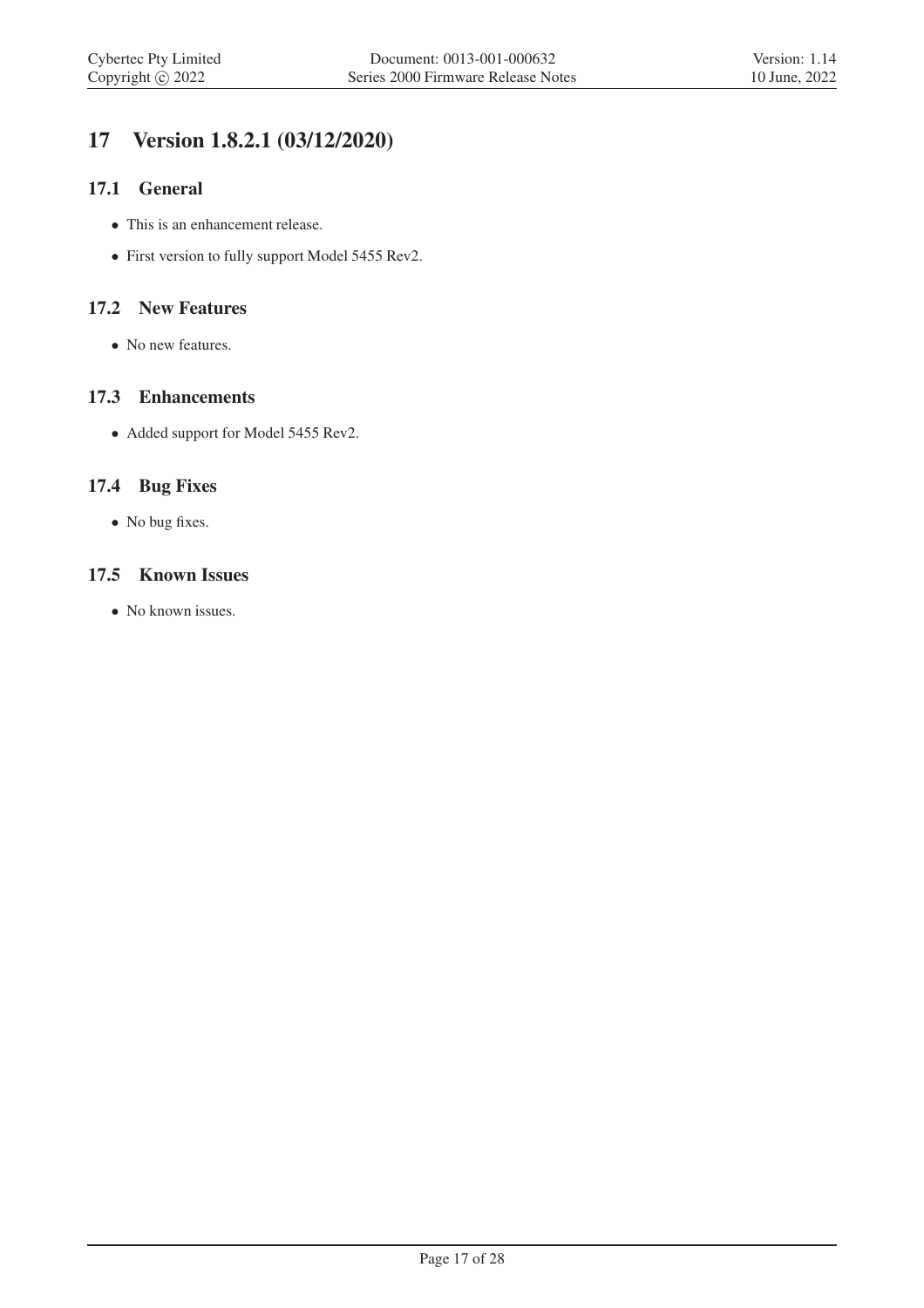# 17 Version 1.8.2.1 (03/12/2020)

## 17.1 General

- This is an enhancement release.
- First version to fully support Model 5455 Rev2.

## 17.2 New Features

- No new features.

## 17.3 Enhancements

- Added support for Model 5455 Rev2.

## 17.4 Bug Fixes

- No bug fixes.

## 17.5 Known Issues

- No known issues.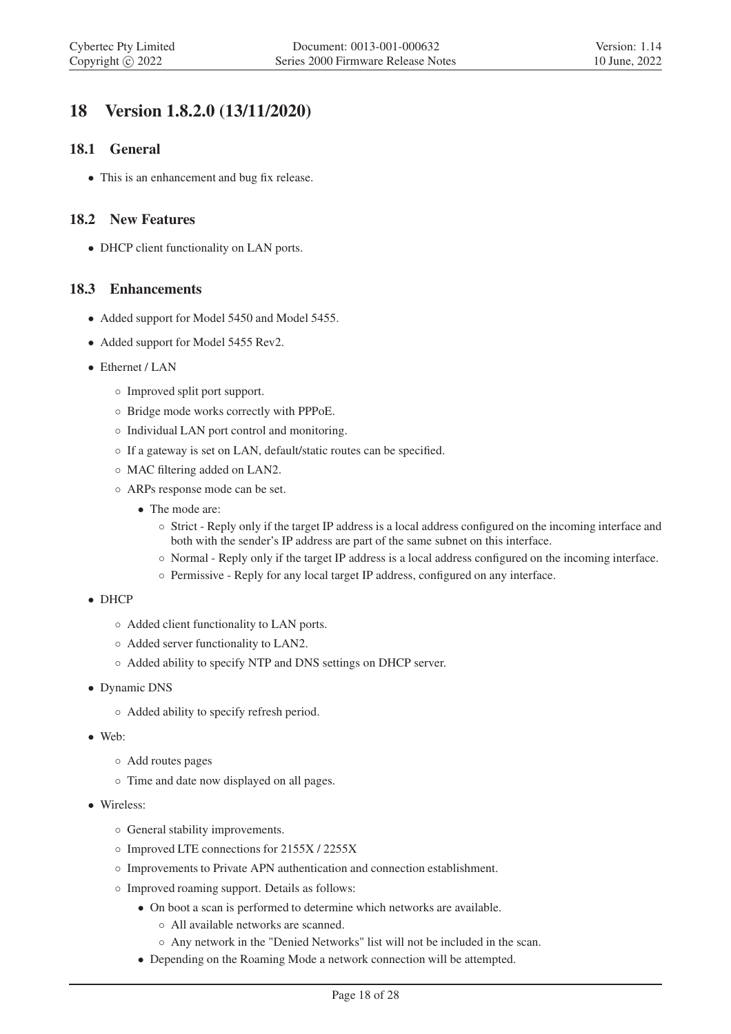# 18 Version 1.8.2.0 (13/11/2020)

## 18.1 General

- This is an enhancement and bug fix release.

## 18.2 New Features

- DHCP client functionality on LAN ports.

## 18.3 Enhancements

- Added support for Model 5450 and Model 5455.
- Added support for Model 5455 Rev2.
- Ethernet / LAN
  - Improved split port support.
  - Bridge mode works correctly with PPPoE.
  - Individual LAN port control and monitoring.
  - If a gateway is set on LAN, default/static routes can be specified.
  - MAC filtering added on LAN2.
  - ARPs response mode can be set.
    - The mode are:
      - Strict - Reply only if the target IP address is a local address configured on the incoming interface and both with the sender's IP address are part of the same subnet on this interface.
      - Normal - Reply only if the target IP address is a local address configured on the incoming interface.
      - Permissive - Reply for any local target IP address, configured on any interface.
- DHCP
  - Added client functionality to LAN ports.
  - Added server functionality to LAN2.
  - Added ability to specify NTP and DNS settings on DHCP server.
- Dynamic DNS
  - Added ability to specify refresh period.
- Web:
  - Add routes pages
  - Time and date now displayed on all pages.
- Wireless:
  - General stability improvements.
  - Improved LTE connections for 2155X / 2255X
  - Improvements to Private APN authentication and connection establishment.
  - Improved roaming support. Details as follows:
    - On boot a scan is performed to determine which networks are available.
      - All available networks are scanned.
      - Any network in the "Denied Networks" list will not be included in the scan.
    - Depending on the Roaming Mode a network connection will be attempted.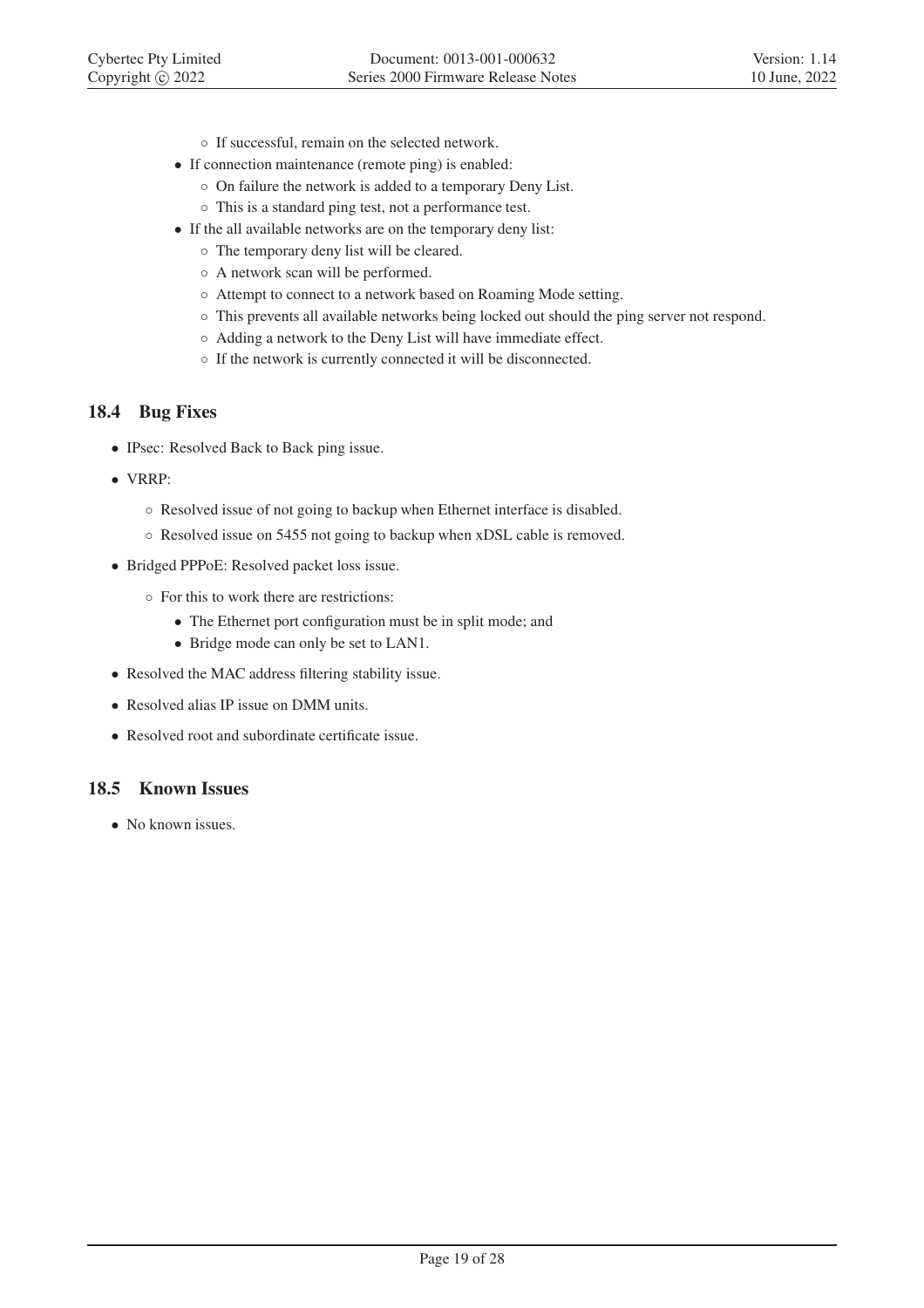- If successful, remain on the selected network.
- If connection maintenance (remote ping) is enabled:
  - On failure the network is added to a temporary Deny List.
  - This is a standard ping test, not a performance test.
- If the all available networks are on the temporary deny list:
  - The temporary deny list will be cleared.
  - A network scan will be performed.
  - Attempt to connect to a network based on Roaming Mode setting.
  - This prevents all available networks being locked out should the ping server not respond.
  - Adding a network to the Deny List will have immediate effect.
  - If the network is currently connected it will be disconnected.

## 18.4 Bug Fixes

- IPsec: Resolved Back to Back ping issue.
- VRRP:
  - Resolved issue of not going to backup when Ethernet interface is disabled.
  - Resolved issue on 5455 not going to backup when xDSL cable is removed.
- Bridged PPPoE: Resolved packet loss issue.
  - For this to work there are restrictions:
    - The Ethernet port configuration must be in split mode; and
    - Bridge mode can only be set to LAN1.
- Resolved the MAC address filtering stability issue.
- Resolved alias IP issue on DMM units.
- Resolved root and subordinate certificate issue.

## 18.5 Known Issues

- No known issues.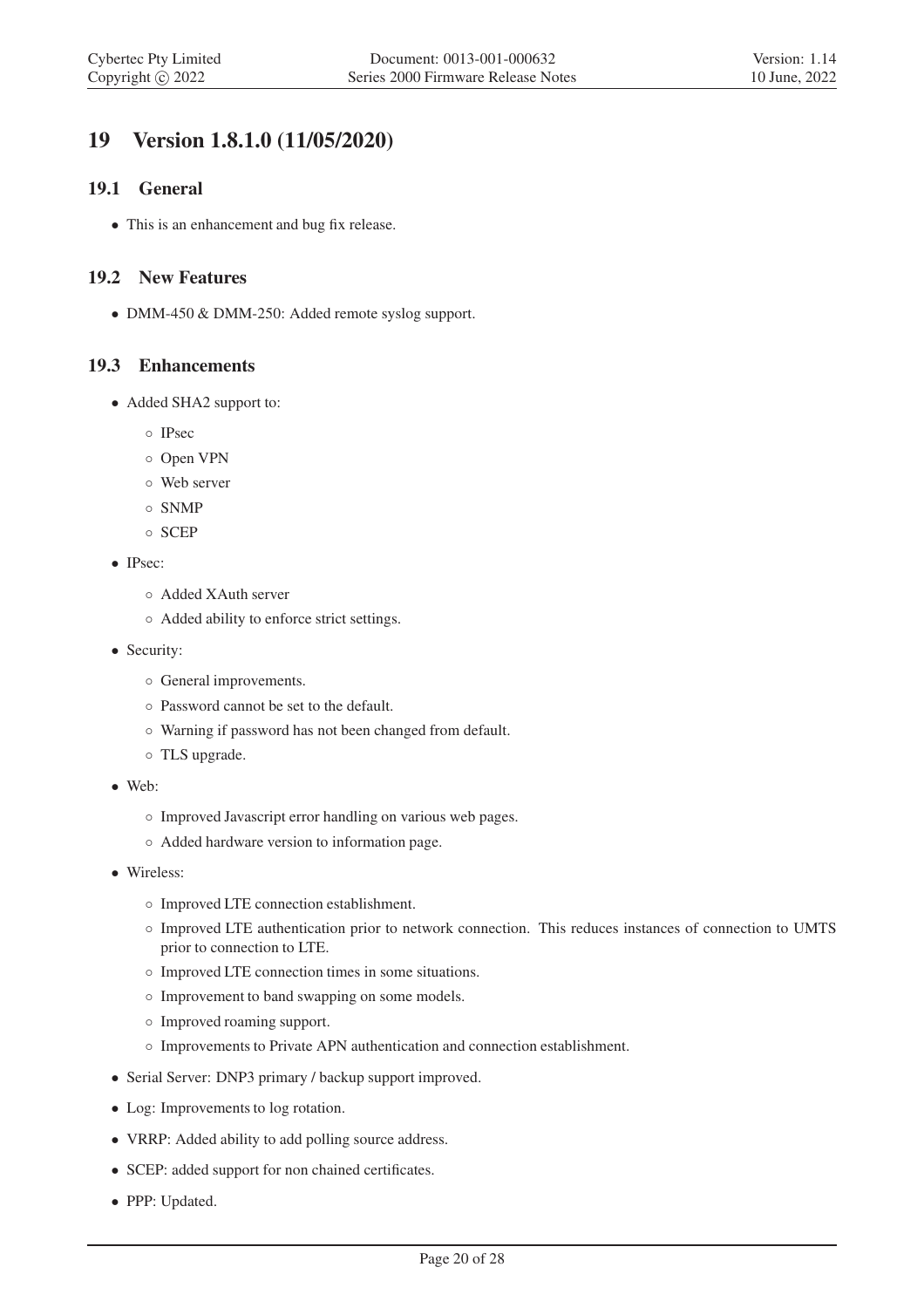# 19 Version 1.8.1.0 (11/05/2020)

## 19.1 General

- This is an enhancement and bug fix release.

## 19.2 New Features

- DMM-450 & DMM-250: Added remote syslog support.

## 19.3 Enhancements

- Added SHA2 support to:
  - IPsec
  - Open VPN
  - Web server
  - SNMP
  - SCEP
- IPsec:
  - Added XAuth server
  - Added ability to enforce strict settings.
- Security:
  - General improvements.
  - Password cannot be set to the default.
  - Warning if password has not been changed from default.
  - TLS upgrade.
- Web:
  - Improved Javascript error handling on various web pages.
  - Added hardware version to information page.
- Wireless:
  - Improved LTE connection establishment.
  - Improved LTE authentication prior to network connection. This reduces instances of connection to UMTS prior to connection to LTE.
  - Improved LTE connection times in some situations.
  - Improvement to band swapping on some models.
  - Improved roaming support.
  - Improvements to Private APN authentication and connection establishment.
- Serial Server: DNP3 primary / backup support improved.
- Log: Improvements to log rotation.
- VRRP: Added ability to add polling source address.
- SCEP: added support for non chained certificates.
- PPP: Updated.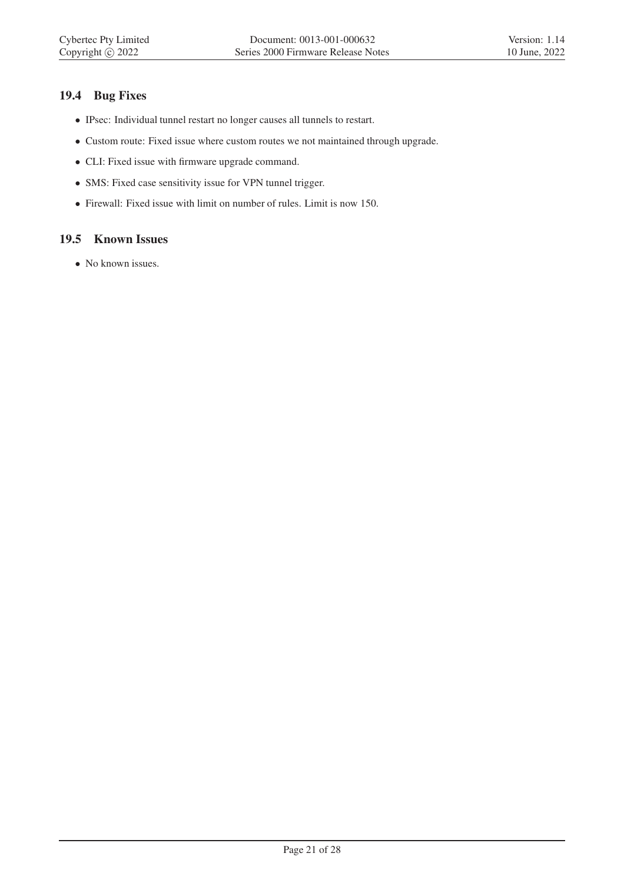## 19.4 Bug Fixes

- IPsec: Individual tunnel restart no longer causes all tunnels to restart.
- Custom route: Fixed issue where custom routes we not maintained through upgrade.
- CLI: Fixed issue with firmware upgrade command.
- SMS: Fixed case sensitivity issue for VPN tunnel trigger.
- Firewall: Fixed issue with limit on number of rules. Limit is now 150.

## 19.5 Known Issues

- No known issues.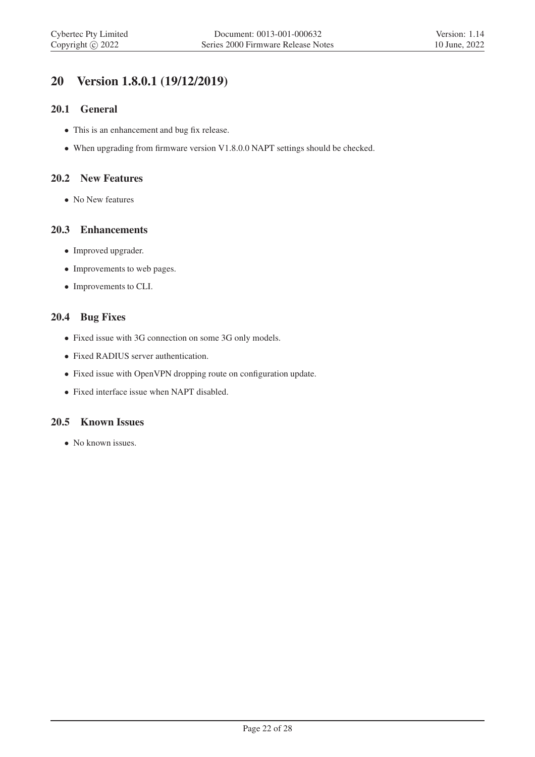# 20 Version 1.8.0.1 (19/12/2019)

## 20.1 General

- This is an enhancement and bug fix release.
- When upgrading from firmware version V1.8.0.0 NAPT settings should be checked.

## 20.2 New Features

- No New features

## 20.3 Enhancements

- Improved upgrader.
- Improvements to web pages.
- Improvements to CLI.

## 20.4 Bug Fixes

- Fixed issue with 3G connection on some 3G only models.
- Fixed RADIUS server authentication.
- Fixed issue with OpenVPN dropping route on configuration update.
- Fixed interface issue when NAPT disabled.

## 20.5 Known Issues

- No known issues.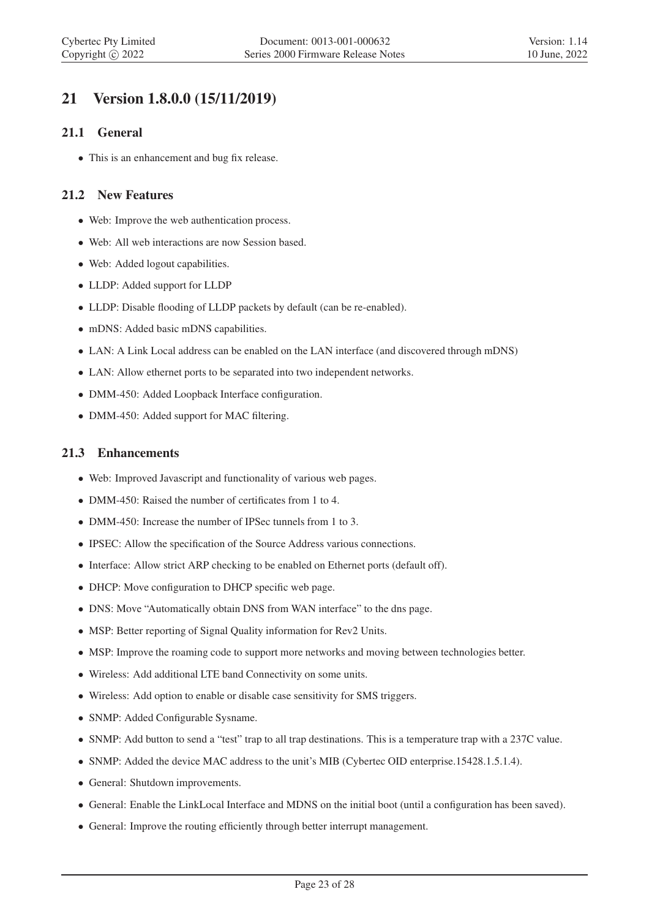# 21 Version 1.8.0.0 (15/11/2019)

## 21.1 General

- This is an enhancement and bug fix release.

## 21.2 New Features

- Web: Improve the web authentication process.
- Web: All web interactions are now Session based.
- Web: Added logout capabilities.
- LLDP: Added support for LLDP
- LLDP: Disable flooding of LLDP packets by default (can be re-enabled).
- mDNS: Added basic mDNS capabilities.
- LAN: A Link Local address can be enabled on the LAN interface (and discovered through mDNS)
- LAN: Allow ethernet ports to be separated into two independent networks.
- DMM-450: Added Loopback Interface configuration.
- DMM-450: Added support for MAC filtering.

## 21.3 Enhancements

- Web: Improved Javascript and functionality of various web pages.
- DMM-450: Raised the number of certificates from 1 to 4.
- DMM-450: Increase the number of IPSec tunnels from 1 to 3.
- IPSEC: Allow the specification of the Source Address various connections.
- Interface: Allow strict ARP checking to be enabled on Ethernet ports (default off).
- DHCP: Move configuration to DHCP specific web page.
- DNS: Move "Automatically obtain DNS from WAN interface" to the dns page.
- MSP: Better reporting of Signal Quality information for Rev2 Units.
- MSP: Improve the roaming code to support more networks and moving between technologies better.
- Wireless: Add additional LTE band Connectivity on some units.
- Wireless: Add option to enable or disable case sensitivity for SMS triggers.
- SNMP: Added Configurable Sysname.
- SNMP: Add button to send a "test" trap to all trap destinations. This is a temperature trap with a 237C value.
- SNMP: Added the device MAC address to the unit's MIB (Cybertec OID enterprise.15428.1.5.1.4).
- General: Shutdown improvements.
- General: Enable the LinkLocal Interface and MDNS on the initial boot (until a configuration has been saved).
- General: Improve the routing efficiently through better interrupt management.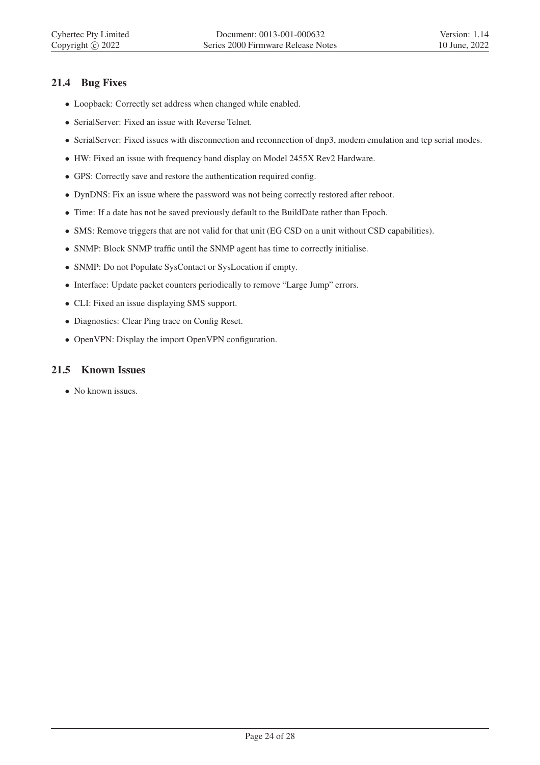### 21.4 Bug Fixes

- Loopback: Correctly set address when changed while enabled.
- SerialServer: Fixed an issue with Reverse Telnet.
- SerialServer: Fixed issues with disconnection and reconnection of dnp3, modem emulation and tcp serial modes.
- HW: Fixed an issue with frequency band display on Model 2455X Rev2 Hardware.
- GPS: Correctly save and restore the authentication required config.
- DynDNS: Fix an issue where the password was not being correctly restored after reboot.
- Time: If a date has not be saved previously default to the BuildDate rather than Epoch.
- SMS: Remove triggers that are not valid for that unit (EG CSD on a unit without CSD capabilities).
- SNMP: Block SNMP traffic until the SNMP agent has time to correctly initialise.
- SNMP: Do not Populate SysContact or SysLocation if empty.
- Interface: Update packet counters periodically to remove "Large Jump" errors.
- CLI: Fixed an issue displaying SMS support.
- Diagnostics: Clear Ping trace on Config Reset.
- OpenVPN: Display the import OpenVPN configuration.

### 21.5 Known Issues

- No known issues.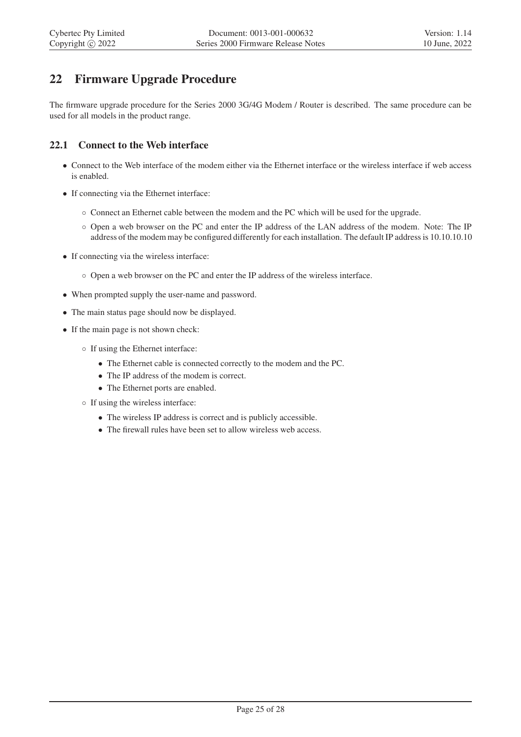# 22 Firmware Upgrade Procedure

The firmware upgrade procedure for the Series 2000 3G/4G Modem / Router is described. The same procedure can be used for all models in the product range.

## 22.1 Connect to the Web interface

- Connect to the Web interface of the modem either via the Ethernet interface or the wireless interface if web access is enabled.
- If connecting via the Ethernet interface:
  - Connect an Ethernet cable between the modem and the PC which will be used for the upgrade.
  - Open a web browser on the PC and enter the IP address of the LAN address of the modem. Note: The IP address of the modem may be configured differently for each installation. The default IP address is 10.10.10.10
- If connecting via the wireless interface:
  - Open a web browser on the PC and enter the IP address of the wireless interface.
- When prompted supply the user-name and password.
- The main status page should now be displayed.
- If the main page is not shown check:
  - If using the Ethernet interface:
    - The Ethernet cable is connected correctly to the modem and the PC.
    - The IP address of the modem is correct.
    - The Ethernet ports are enabled.
  - If using the wireless interface:
    - The wireless IP address is correct and is publicly accessible.
    - The firewall rules have been set to allow wireless web access.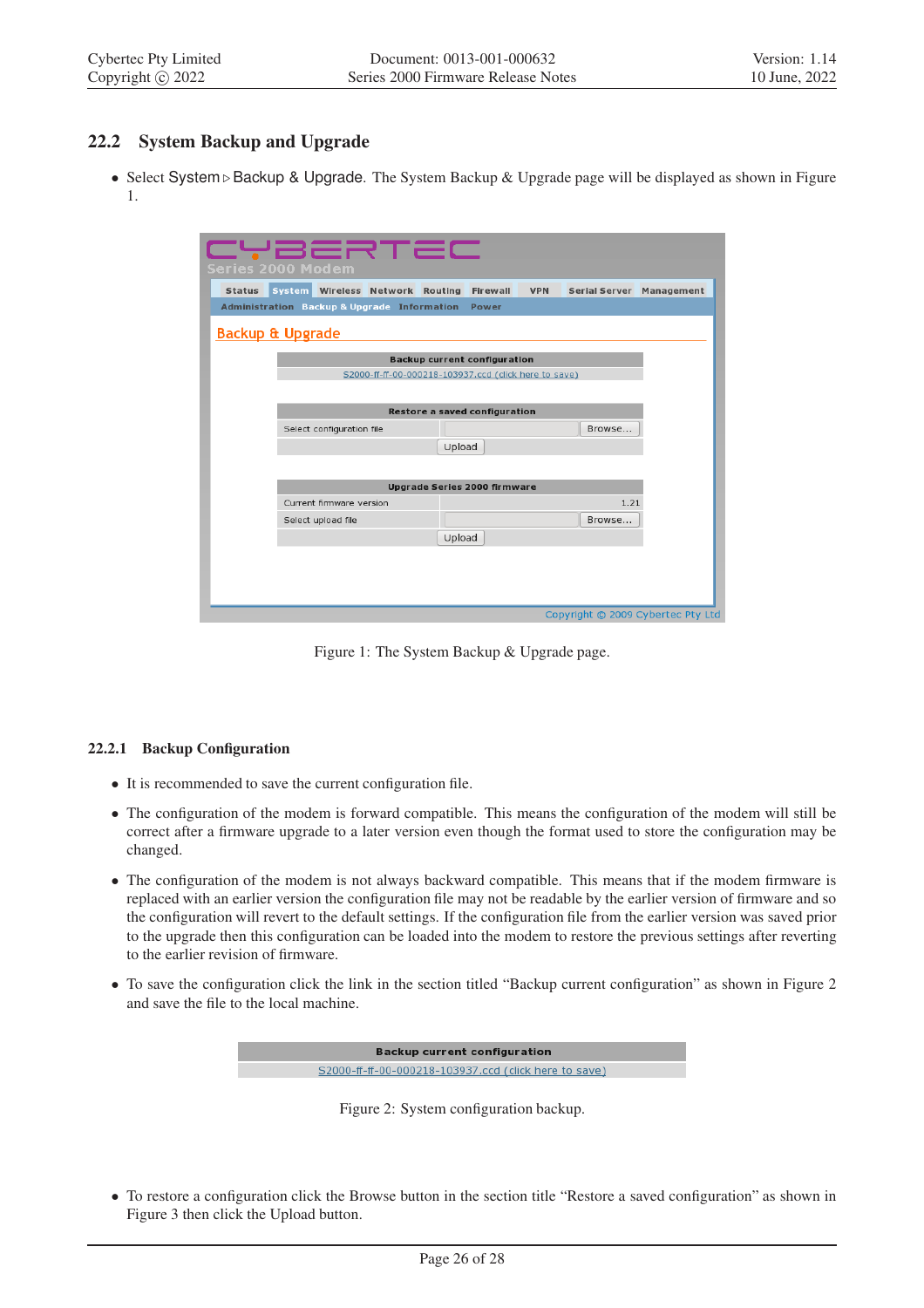## 22.2 System Backup and Upgrade

- Select System ▷ Backup & Upgrade. The System Backup & Upgrade page will be displayed as shown in Figure 1.

Figure 1: The System Backup & Upgrade page.

### 22.2.1 Backup Configuration

- It is recommended to save the current configuration file.
- The configuration of the modem is forward compatible. This means the configuration of the modem will still be correct after a firmware upgrade to a later version even though the format used to store the configuration may be changed.
- The configuration of the modem is not always backward compatible. This means that if the modem firmware is replaced with an earlier version the configuration file may not be readable by the earlier version of firmware and so the configuration will revert to the default settings. If the configuration file from the earlier version was saved prior to the upgrade then this configuration can be loaded into the modem to restore the previous settings after reverting to the earlier revision of firmware.
- To save the configuration click the link in the section titled "Backup current configuration" as shown in Figure 2 and save the file to the local machine.

Figure 2: System configuration backup.

- To restore a configuration click the Browse button in the section title "Restore a saved configuration" as shown in Figure 3 then click the Upload button.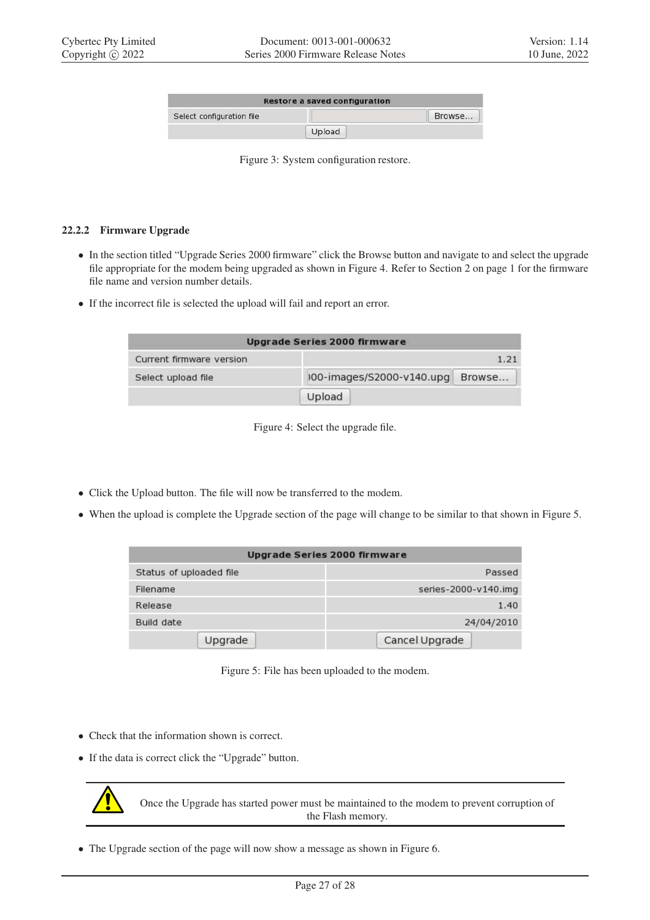| Restore a saved configuration | |
|---|---|
| Select configuration file | Browse... |
| Upload | |

Figure 3: System configuration restore.

#### 22.2.2 Firmware Upgrade

- In the section titled "Upgrade Series 2000 firmware" click the Browse button and navigate to and select the upgrade file appropriate for the modem being upgraded as shown in Figure 4. Refer to Section 2 on page 1 for the firmware file name and version number details.
- If the incorrect file is selected the upload will fail and report an error.

| Upgrade Series 2000 firmware | |
|---|---|
| Current firmware version | 1.21 |
| Select upload file | )00-images/S2000-v140.upg Browse... |
| Upload | |

Figure 4: Select the upgrade file.

- Click the Upload button. The file will now be transferred to the modem.
- When the upload is complete the Upgrade section of the page will change to be similar to that shown in Figure 5.

| Upgrade Series 2000 firmware | |
|---|---|
| Status of uploaded file | Passed |
| Filename | series-2000-v140.img |
| Release | 1.40 |
| Build date | 24/04/2010 |
| Upgrade | Cancel Upgrade |

Figure 5: File has been uploaded to the modem.

- Check that the information shown is correct.
- If the data is correct click the "Upgrade" button.

> ⚠ Once the Upgrade has started power must be maintained to the modem to prevent corruption of the Flash memory.

- The Upgrade section of the page will now show a message as shown in Figure 6.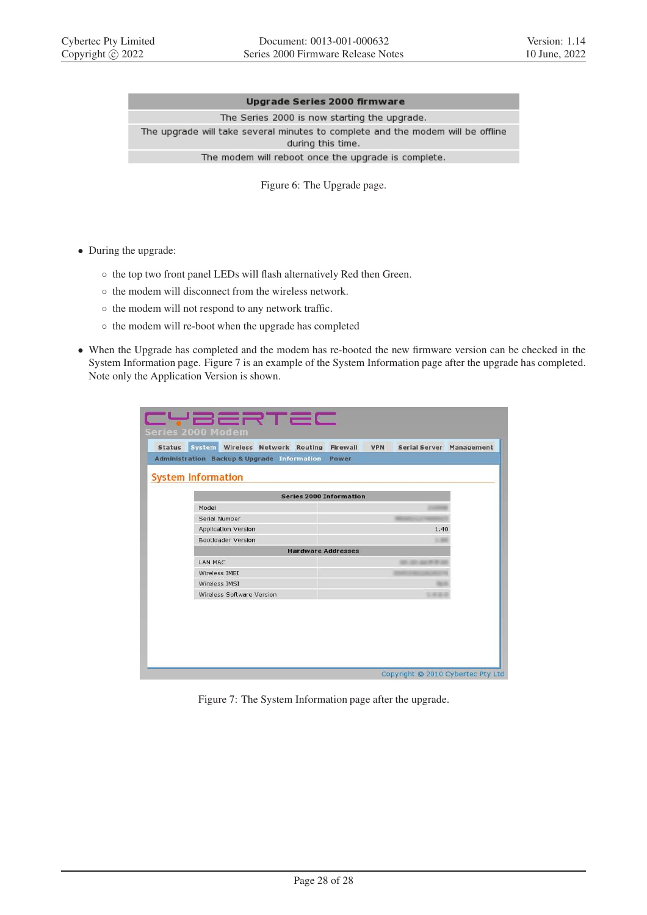| Upgrade Series 2000 firmware |
|---|
| The Series 2000 is now starting the upgrade. |
| The upgrade will take several minutes to complete and the modem will be offline during this time. |
| The modem will reboot once the upgrade is complete. |

Figure 6: The Upgrade page.

- During the upgrade:
  - the top two front panel LEDs will flash alternatively Red then Green.
  - the modem will disconnect from the wireless network.
  - the modem will not respond to any network traffic.
  - the modem will re-boot when the upgrade has completed
- When the Upgrade has completed and the modem has re-booted the new firmware version can be checked in the System Information page. Figure 7 is an example of the System Information page after the upgrade has completed. Note only the Application Version is shown.

CYBERTEC
Series 2000 Modem

Status | System | Wireless | Network | Routing | Firewall | VPN | Serial Server | Management

Administration | Backup & Upgrade | Information | Power

System Information

| Series 2000 Information | |
|---|---|
| Model | |
| Serial Number | |
| Application Version | 1.40 |
| Bootloader Version | |
| **Hardware Addresses** | |
| LAN MAC | |
| Wireless IMEI | |
| Wireless IMSI | |
| Wireless Software Version | |

Copyright © 2010 Cybertec Pty Ltd

Figure 7: The System Information page after the upgrade.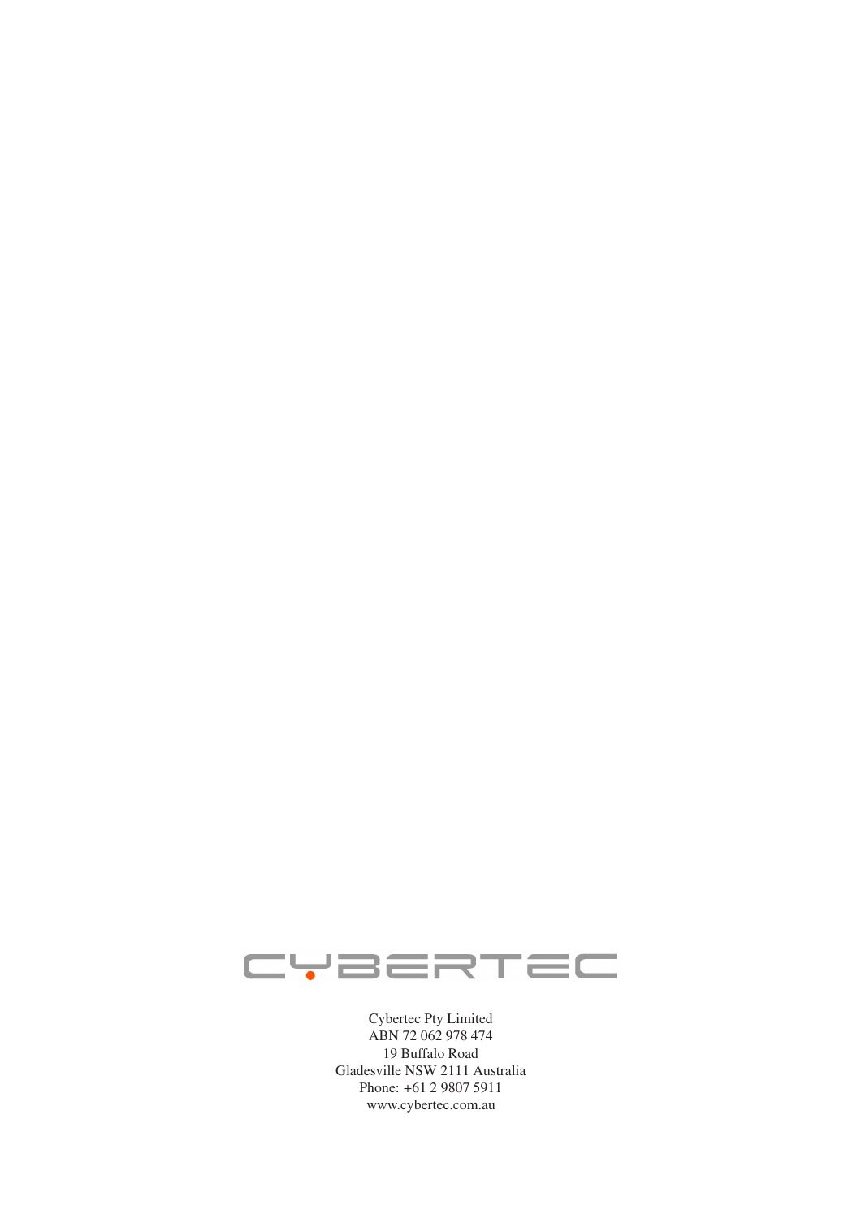CYBERTEC

Cybertec Pty Limited
ABN 72 062 978 474
19 Buffalo Road
Gladesville NSW 2111 Australia
Phone: +61 2 9807 5911
www.cybertec.com.au